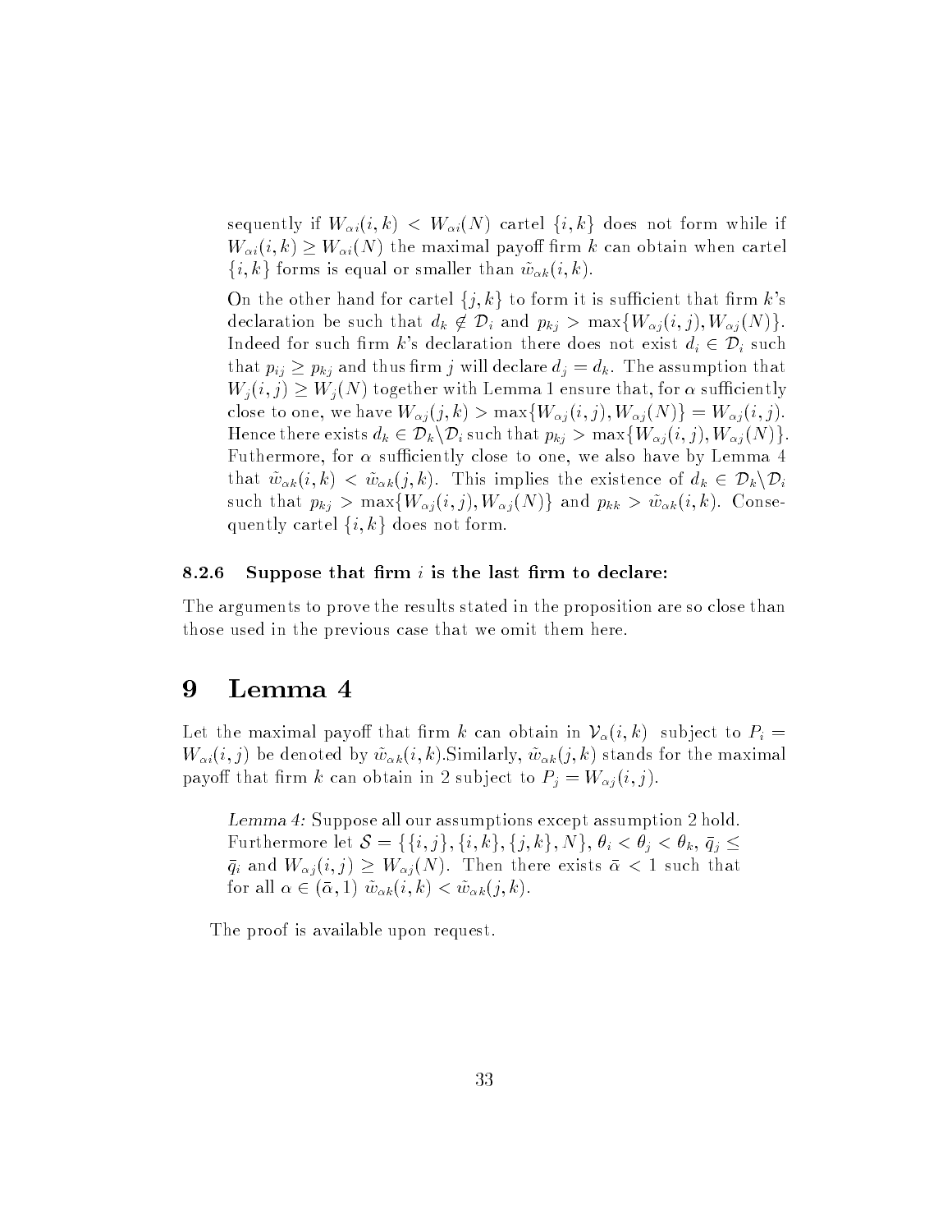sequently if $W_{\alpha i}(i,k) < W_{\alpha i}(N)$ cartel $\{i,k\}$ does not form while if $W_{\alpha i}(i,k) \geq W_{\alpha i}(N)$ the maximal payoff firm $k$ can obtain when cartel $\{i,k\}$ forms is equal or smaller than $\tilde{w}_{\alpha k}(i,k)$.

On the other hand for cartel $\{j,k\}$ to form it is sufficient that firm $k$'s declaration be such that $d_k \notin \mathcal{D}_i$ and $p_{kj} > \max\{W_{\alpha j}(i,j), W_{\alpha j}(N)\}$. Indeed for such firm $k$'s declaration there does not exist $d_i \in \mathcal{D}_i$ such that $p_{ij} \geq p_{kj}$ and thus firm $j$ will declare $d_j = d_k$. The assumption that $W_j(i,j) \geq W_j(N)$ together with Lemma 1 ensure that, for $\alpha$ sufficiently close to one, we have $W_{\alpha j}(j,k) > \max\{W_{\alpha j}(i,j), W_{\alpha j}(N)\} = W_{\alpha j}(i,j)$. Hence there exists $d_k \in \mathcal{D}_k \backslash \mathcal{D}_i$ such that $p_{kj} > \max\{W_{\alpha j}(i,j), W_{\alpha j}(N)\}$. Futhermore, for $\alpha$ sufficiently close to one, we also have by Lemma 4 that $\tilde{w}_{\alpha k}(i,k) < \tilde{w}_{\alpha k}(j,k)$. This implies the existence of $d_k \in \mathcal{D}_k \backslash \mathcal{D}_i$ such that $p_{kj} > \max\{W_{\alpha j}(i,j), W_{\alpha j}(N)\}$ and $p_{kk} > \tilde{w}_{\alpha k}(i,k)$. Consequently cartel $\{i,k\}$ does not form.

### 8.2.6 Suppose that firm $i$ is the last firm to declare:

The arguments to prove the results stated in the proposition are so close than those used in the previous case that we omit them here.

# 9 Lemma 4

Let the maximal payoff that firm $k$ can obtain in $\mathcal{V}_\alpha(i,k)$ subject to $P_i = W_{\alpha i}(i,j)$ be denoted by $\tilde{w}_{\alpha k}(i,k)$.Similarly, $\tilde{w}_{\alpha k}(j,k)$ stands for the maximal payoff that firm $k$ can obtain in 2 subject to $P_j = W_{\alpha j}(i,j)$.

> *Lemma 4:* Suppose all our assumptions except assumption 2 hold. Furthermore let $\mathcal{S} = \{\{i,j\},\{i,k\},\{j,k\},N\}$, $\theta_i < \theta_j < \theta_k$, $\bar{q}_j \leq \bar{q}_i$ and $W_{\alpha j}(i,j) \geq W_{\alpha j}(N)$. Then there exists $\bar{\alpha} < 1$ such that for all $\alpha \in (\bar{\alpha}, 1)$ $\tilde{w}_{\alpha k}(i,k) < \tilde{w}_{\alpha k}(j,k)$.

The proof is available upon request.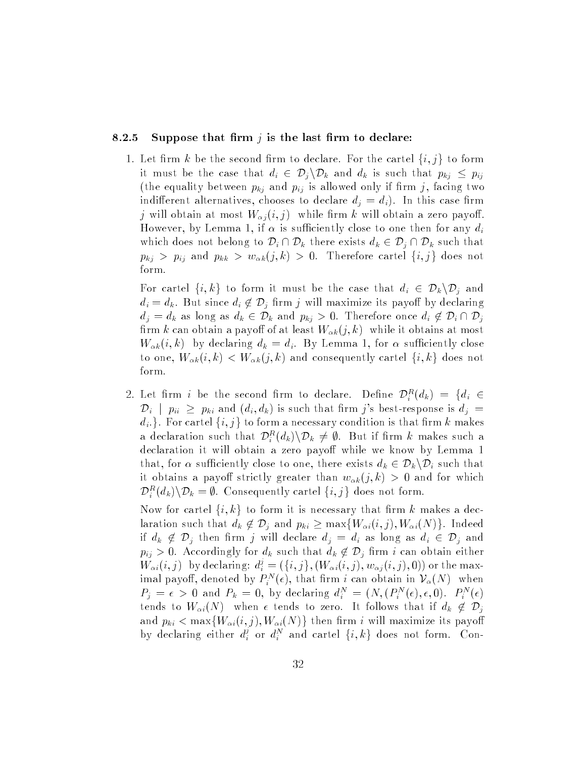#### 8.2.5 Suppose that firm $j$ is the last firm to declare:

1. Let firm $k$ be the second firm to declare. For the cartel $\{i, j\}$ to form it must be the case that $d_i \in \mathcal{D}_j \backslash \mathcal{D}_k$ and $d_k$ is such that $p_{kj} \leq p_{ij}$ (the equality between $p_{kj}$ and $p_{ij}$ is allowed only if firm $j$, facing two indifferent alternatives, chooses to declare $d_j = d_i$). In this case firm $j$ will obtain at most $W_{\alpha j}(i, j)$ while firm $k$ will obtain a zero payoff. However, by Lemma 1, if $\alpha$ is sufficiently close to one then for any $d_i$ which does not belong to $\mathcal{D}_i \cap \mathcal{D}_k$ there exists $d_k \in \mathcal{D}_j \cap \mathcal{D}_k$ such that $p_{kj} > p_{ij}$ and $p_{kk} > w_{\alpha k}(j, k) > 0$. Therefore cartel $\{i, j\}$ does not form.

   For cartel $\{i, k\}$ to form it must be the case that $d_i \in \mathcal{D}_k \backslash \mathcal{D}_j$ and $d_i = d_k$. But since $d_i \notin \mathcal{D}_j$ firm $j$ will maximize its payoff by declaring $d_j = d_k$ as long as $d_k \in \mathcal{D}_k$ and $p_{kj} > 0$. Therefore once $d_i \notin \mathcal{D}_i \cap \mathcal{D}_j$ firm $k$ can obtain a payoff of at least $W_{\alpha k}(j, k)$ while it obtains at most $W_{\alpha k}(i, k)$ by declaring $d_k = d_i$. By Lemma 1, for $\alpha$ sufficiently close to one, $W_{\alpha k}(i, k) < W_{\alpha k}(j, k)$ and consequently cartel $\{i, k\}$ does not form.

2. Let firm $i$ be the second firm to declare. Define $\mathcal{D}_i^R(d_k) = \{d_i \in \mathcal{D}_i \mid p_{ii} \geq p_{ki}$ and $(d_i, d_k)$ is such that firm $j$'s best-response is $d_j = d_i.\}$. For cartel $\{i, j\}$ to form a necessary condition is that firm $k$ makes a declaration such that $\mathcal{D}_i^R(d_k) \backslash \mathcal{D}_k \neq \emptyset$. But if firm $k$ makes such a declaration it will obtain a zero payoff while we know by Lemma 1 that, for $\alpha$ sufficiently close to one, there exists $d_k \in \mathcal{D}_k \backslash \mathcal{D}_i$ such that it obtains a payoff strictly greater than $w_{\alpha k}(j, k) > 0$ and for which $\mathcal{D}_i^R(d_k) \backslash \mathcal{D}_k = \emptyset$. Consequently cartel $\{i, j\}$ does not form.

   Now for cartel $\{i, k\}$ to form it is necessary that firm $k$ makes a declaration such that $d_k \notin \mathcal{D}_j$ and $p_{ki} \geq \max\{W_{\alpha i}(i, j), W_{\alpha i}(N)\}$. Indeed if $d_k \notin \mathcal{D}_j$ then firm $j$ will declare $d_j = d_i$ as long as $d_i \in \mathcal{D}_j$ and $p_{ij} > 0$. Accordingly for $d_k$ such that $d_k \notin \mathcal{D}_j$ firm $i$ can obtain either $W_{\alpha i}(i, j)$ by declaring: $d_i^j = (\{i, j\}, (W_{\alpha i}(i, j), w_{\alpha j}(i, j), 0))$ or the maximal payoff, denoted by $P_i^N(\epsilon)$, that firm $i$ can obtain in $\mathcal{V}_\alpha(N)$ when $P_j = \epsilon > 0$ and $P_k = 0$, by declaring $d_i^N = (N, (P_i^N(\epsilon), \epsilon, 0)$. $P_i^N(\epsilon)$ tends to $W_{\alpha i}(N)$ when $\epsilon$ tends to zero. It follows that if $d_k \notin \mathcal{D}_j$ and $p_{ki} < \max\{W_{\alpha i}(i, j), W_{\alpha i}(N)\}$ then firm $i$ will maximize its payoff by declaring either $d_i^j$ or $d_i^N$ and cartel $\{i, k\}$ does not form. Con-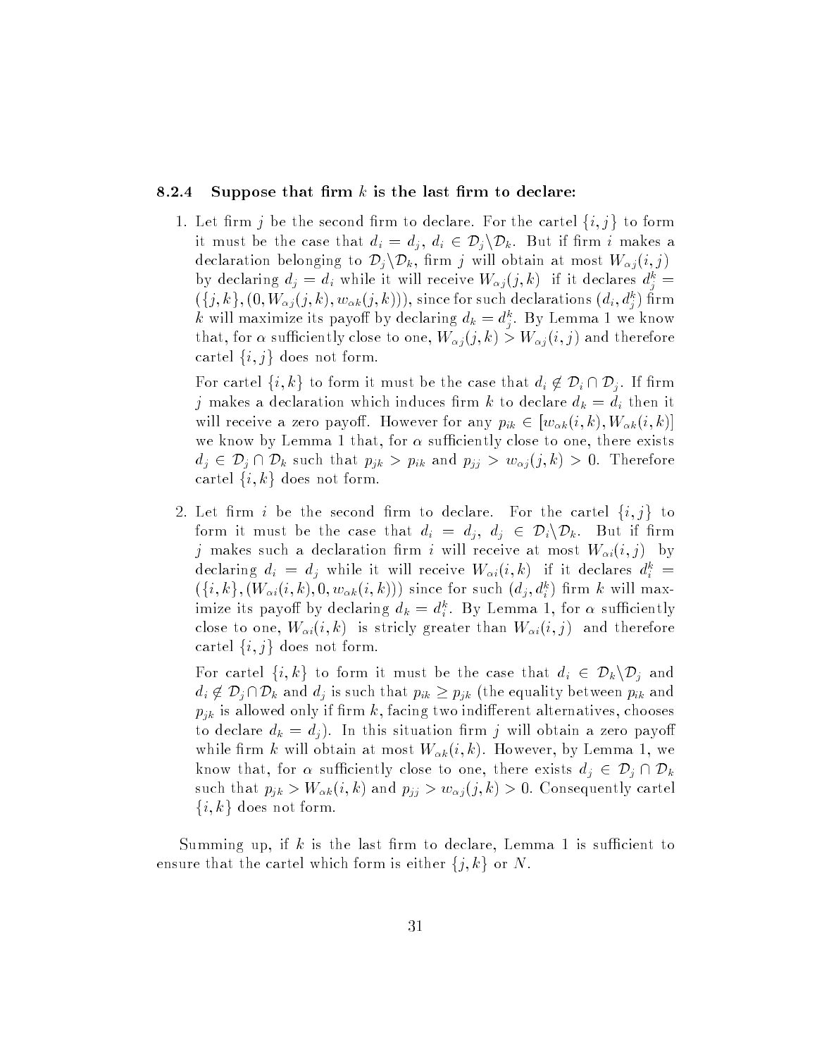### 8.2.4 Suppose that firm $k$ is the last firm to declare:

1. Let firm $j$ be the second firm to declare. For the cartel $\{i, j\}$ to form it must be the case that $d_i = d_j$, $d_i \in \mathcal{D}_j \backslash \mathcal{D}_k$. But if firm $i$ makes a declaration belonging to $\mathcal{D}_j \backslash \mathcal{D}_k$, firm $j$ will obtain at most $W_{\alpha j}(i, j)$ by declaring $d_j = d_i$ while it will receive $W_{\alpha j}(j, k)$ if it declares $d_j^k = (\{j, k\}, (0, W_{\alpha j}(j, k), w_{\alpha k}(j, k)))$, since for such declarations $(d_i, d_j^k)$ firm $k$ will maximize its payoff by declaring $d_k = d_j^k$. By Lemma 1 we know that, for $\alpha$ sufficiently close to one, $W_{\alpha j}(j, k) > W_{\alpha j}(i, j)$ and therefore cartel $\{i, j\}$ does not form.

   For cartel $\{i, k\}$ to form it must be the case that $d_i \notin \mathcal{D}_i \cap \mathcal{D}_j$. If firm $j$ makes a declaration which induces firm $k$ to declare $d_k = d_i$ then it will receive a zero payoff. However for any $p_{ik} \in [w_{\alpha k}(i, k), W_{\alpha k}(i, k)]$ we know by Lemma 1 that, for $\alpha$ sufficiently close to one, there exists $d_j \in \mathcal{D}_j \cap \mathcal{D}_k$ such that $p_{jk} > p_{ik}$ and $p_{jj} > w_{\alpha j}(j, k) > 0$. Therefore cartel $\{i, k\}$ does not form.

2. Let firm $i$ be the second firm to declare. For the cartel $\{i, j\}$ to form it must be the case that $d_i = d_j$, $d_j \in \mathcal{D}_i \backslash \mathcal{D}_k$. But if firm $j$ makes such a declaration firm $i$ will receive at most $W_{\alpha i}(i, j)$ by declaring $d_i = d_j$ while it will receive $W_{\alpha i}(i, k)$ if it declares $d_i^k = (\{i, k\}, (W_{\alpha i}(i, k), 0, w_{\alpha k}(i, k)))$ since for such $(d_j, d_i^k)$ firm $k$ will maximize its payoff by declaring $d_k = d_i^k$. By Lemma 1, for $\alpha$ sufficiently close to one, $W_{\alpha i}(i, k)$ is stricly greater than $W_{\alpha i}(i, j)$ and therefore cartel $\{i, j\}$ does not form.

   For cartel $\{i, k\}$ to form it must be the case that $d_i \in \mathcal{D}_k \backslash \mathcal{D}_j$ and $d_i \notin \mathcal{D}_j \cap \mathcal{D}_k$ and $d_j$ is such that $p_{ik} \geq p_{jk}$ (the equality between $p_{ik}$ and $p_{jk}$ is allowed only if firm $k$, facing two indifferent alternatives, chooses to declare $d_k = d_j$). In this situation firm $j$ will obtain a zero payoff while firm $k$ will obtain at most $W_{\alpha k}(i, k)$. However, by Lemma 1, we know that, for $\alpha$ sufficiently close to one, there exists $d_j \in \mathcal{D}_j \cap \mathcal{D}_k$ such that $p_{jk} > W_{\alpha k}(i, k)$ and $p_{jj} > w_{\alpha j}(j, k) > 0$. Consequently cartel $\{i, k\}$ does not form.

Summing up, if $k$ is the last firm to declare, Lemma 1 is sufficient to ensure that the cartel which form is either $\{j, k\}$ or $N$.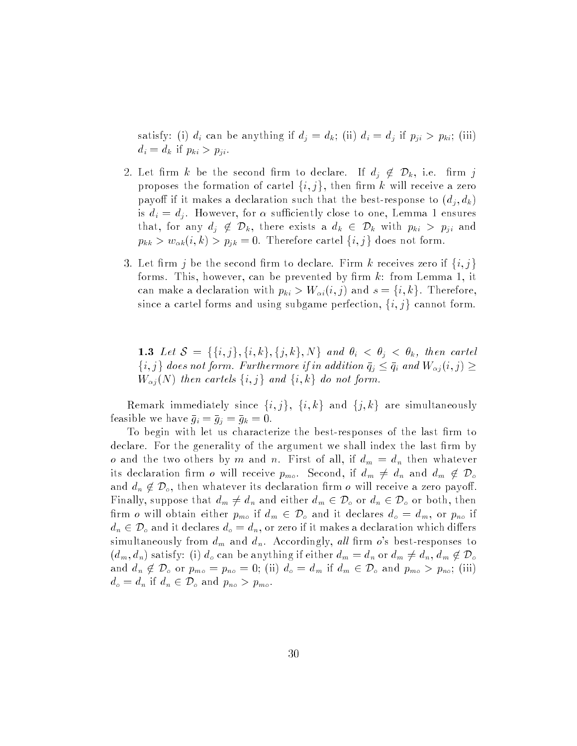satisfy: (i) $d_i$ can be anything if $d_j = d_k$; (ii) $d_i = d_j$ if $p_{ji} > p_{ki}$; (iii) $d_i = d_k$ if $p_{ki} > p_{ji}$.

2. Let firm $k$ be the second firm to declare. If $d_j \notin \mathcal{D}_k$, i.e. firm $j$ proposes the formation of cartel $\{i, j\}$, then firm $k$ will receive a zero payoff if it makes a declaration such that the best-response to $(d_j, d_k)$ is $d_i = d_j$. However, for $\alpha$ sufficiently close to one, Lemma 1 ensures that, for any $d_j \notin \mathcal{D}_k$, there exists a $d_k \in \mathcal{D}_k$ with $p_{ki} > p_{ji}$ and $p_{kk} > w_{\alpha k}(i, k) > p_{jk} = 0$. Therefore cartel $\{i, j\}$ does not form.

3. Let firm $j$ be the second firm to declare. Firm $k$ receives zero if $\{i, j\}$ forms. This, however, can be prevented by firm $k$: from Lemma 1, it can make a declaration with $p_{ki} > W_{\alpha i}(i, j)$ and $s = \{i, k\}$. Therefore, since a cartel forms and using subgame perfection, $\{i, j\}$ cannot form.

**1.3** *Let $\mathcal{S} = \{\{i, j\}, \{i, k\}, \{j, k\}, N\}$ and $\theta_i < \theta_j < \theta_k$, then cartel $\{i, j\}$ does not form. Furthermore if in addition $\bar{q}_j \leq \bar{q}_i$ and $W_{\alpha j}(i, j) \geq W_{\alpha j}(N)$ then cartels $\{i, j\}$ and $\{i, k\}$ do not form.*

Remark immediately since $\{i, j\}$, $\{i, k\}$ and $\{j, k\}$ are simultaneously feasible we have $\bar{g}_i = \bar{g}_j = \bar{g}_k = 0$.

To begin with let us characterize the best-responses of the last firm to declare. For the generality of the argument we shall index the last firm by $o$ and the two others by $m$ and $n$. First of all, if $d_m = d_n$ then whatever its declaration firm $o$ will receive $p_{mo}$. Second, if $d_m \neq d_n$ and $d_m \notin \mathcal{D}_o$ and $d_n \notin \mathcal{D}_o$, then whatever its declaration firm $o$ will receive a zero payoff. Finally, suppose that $d_m \neq d_n$ and either $d_m \in \mathcal{D}_o$ or $d_n \in \mathcal{D}_o$ or both, then firm $o$ will obtain either $p_{mo}$ if $d_m \in \mathcal{D}_o$ and it declares $d_o = d_m$, or $p_{no}$ if $d_n \in \mathcal{D}_o$ and it declares $d_o = d_n$, or zero if it makes a declaration which differs simultaneously from $d_m$ and $d_n$. Accordingly, *all* firm $o$'s best-responses to $(d_m, d_n)$ satisfy: (i) $d_o$ can be anything if either $d_m = d_n$ or $d_m \neq d_n$, $d_m \notin \mathcal{D}_o$ and $d_n \notin \mathcal{D}_o$ or $p_{mo} = p_{no} = 0$; (ii) $d_o = d_m$ if $d_m \in \mathcal{D}_o$ and $p_{mo} > p_{no}$; (iii) $d_o = d_n$ if $d_n \in \mathcal{D}_o$ and $p_{no} > p_{mo}$.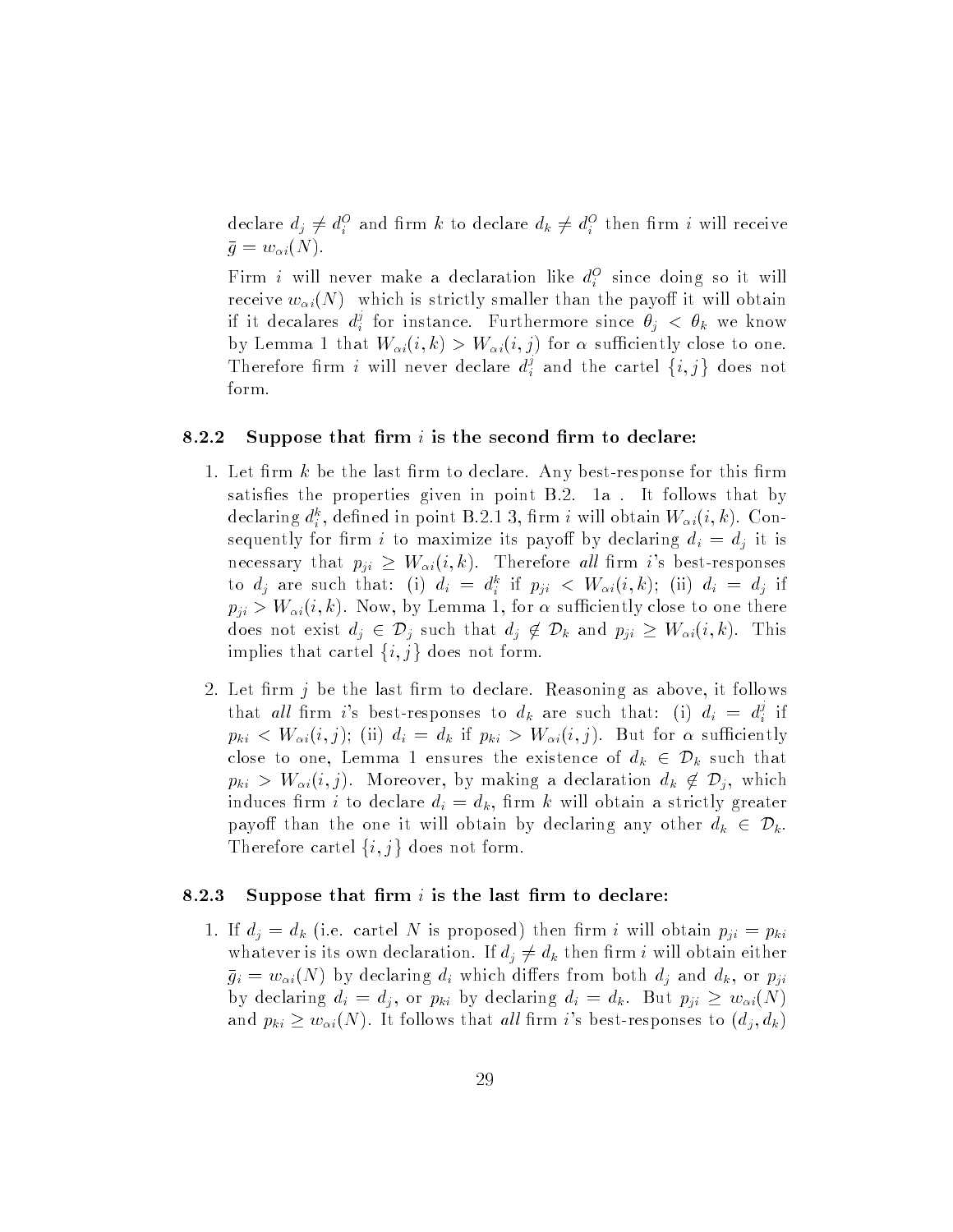declare $d_j \neq d_i^O$ and firm $k$ to declare $d_k \neq d_i^O$ then firm $i$ will receive $\bar{g} = w_{\alpha i}(N)$.

Firm $i$ will never make a declaration like $d_i^O$ since doing so it will receive $w_{\alpha i}(N)$ which is strictly smaller than the payoff it will obtain if it decalares $d_i^j$ for instance. Furthermore since $\theta_j < \theta_k$ we know by Lemma 1 that $W_{\alpha i}(i,k) > W_{\alpha i}(i,j)$ for $\alpha$ sufficiently close to one. Therefore firm $i$ will never declare $d_i^j$ and the cartel $\{i,j\}$ does not form.

#### 8.2.2 Suppose that firm $i$ is the second firm to declare:

1. Let firm $k$ be the last firm to declare. Any best-response for this firm satisfies the properties given in point B.2. 1a . It follows that by declaring $d_i^k$, defined in point B.2.1 3, firm $i$ will obtain $W_{\alpha i}(i,k)$. Consequently for firm $i$ to maximize its payoff by declaring $d_i = d_j$ it is necessary that $p_{ji} \geq W_{\alpha i}(i,k)$. Therefore *all* firm $i$'s best-responses to $d_j$ are such that: (i) $d_i = d_i^k$ if $p_{ji} < W_{\alpha i}(i,k)$; (ii) $d_i = d_j$ if $p_{ji} > W_{\alpha i}(i,k)$. Now, by Lemma 1, for $\alpha$ sufficiently close to one there does not exist $d_j \in \mathcal{D}_j$ such that $d_j \notin \mathcal{D}_k$ and $p_{ji} \geq W_{\alpha i}(i,k)$. This implies that cartel $\{i,j\}$ does not form.

2. Let firm $j$ be the last firm to declare. Reasoning as above, it follows that *all* firm $i$'s best-responses to $d_k$ are such that: (i) $d_i = d_i^j$ if $p_{ki} < W_{\alpha i}(i,j)$; (ii) $d_i = d_k$ if $p_{ki} > W_{\alpha i}(i,j)$. But for $\alpha$ sufficiently close to one, Lemma 1 ensures the existence of $d_k \in \mathcal{D}_k$ such that $p_{ki} > W_{\alpha i}(i,j)$. Moreover, by making a declaration $d_k \notin \mathcal{D}_j$, which induces firm $i$ to declare $d_i = d_k$, firm $k$ will obtain a strictly greater payoff than the one it will obtain by declaring any other $d_k \in \mathcal{D}_k$. Therefore cartel $\{i,j\}$ does not form.

#### 8.2.3 Suppose that firm $i$ is the last firm to declare:

1. If $d_j = d_k$ (i.e. cartel $N$ is proposed) then firm $i$ will obtain $p_{ji} = p_{ki}$ whatever is its own declaration. If $d_j \neq d_k$ then firm $i$ will obtain either $\bar{g}_i = w_{\alpha i}(N)$ by declaring $d_i$ which differs from both $d_j$ and $d_k$, or $p_{ji}$ by declaring $d_i = d_j$, or $p_{ki}$ by declaring $d_i = d_k$. But $p_{ji} \geq w_{\alpha i}(N)$ and $p_{ki} \geq w_{\alpha i}(N)$. It follows that *all* firm $i$'s best-responses to $(d_j, d_k)$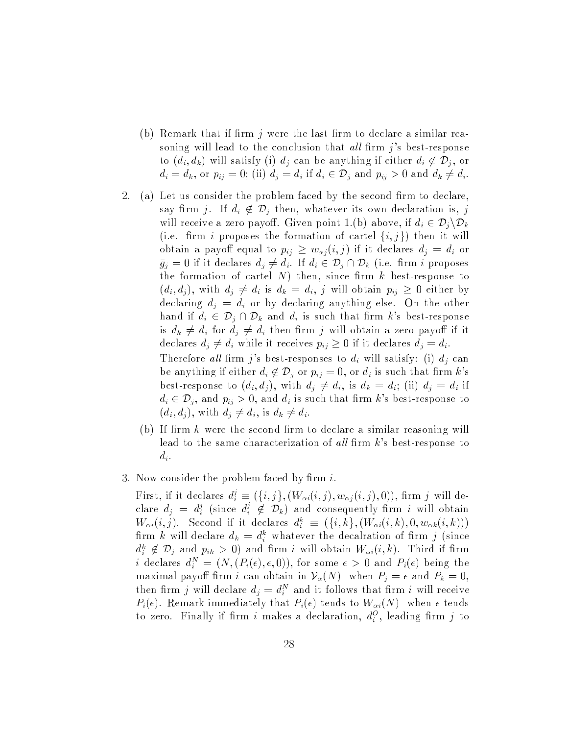(b) Remark that if firm $j$ were the last firm to declare a similar reasoning will lead to the conclusion that *all* firm $j$'s best-response to $(d_i, d_k)$ will satisfy (i) $d_j$ can be anything if either $d_i \notin \mathcal{D}_j$, or $d_i = d_k$, or $p_{ij} = 0$; (ii) $d_j = d_i$ if $d_i \in \mathcal{D}_j$ and $p_{ij} > 0$ and $d_k \neq d_i$.

2. (a) Let us consider the problem faced by the second firm to declare, say firm $j$. If $d_i \notin \mathcal{D}_j$ then, whatever its own declaration is, $j$ will receive a zero payoff. Given point 1.(b) above, if $d_i \in \mathcal{D}_j \backslash \mathcal{D}_k$ (i.e. firm $i$ proposes the formation of cartel $\{i, j\}$) then it will obtain a payoff equal to $p_{ij} \geq w_{\alpha j}(i, j)$ if it declares $d_j = d_i$ or $\bar{g}_j = 0$ if it declares $d_j \neq d_i$. If $d_i \in \mathcal{D}_j \cap \mathcal{D}_k$ (i.e. firm $i$ proposes the formation of cartel $N$) then, since firm $k$ best-response to $(d_i, d_j)$, with $d_j \neq d_i$ is $d_k = d_i$, $j$ will obtain $p_{ij} \geq 0$ either by declaring $d_j = d_i$ or by declaring anything else. On the other hand if $d_i \in \mathcal{D}_j \cap \mathcal{D}_k$ and $d_i$ is such that firm $k$'s best-response is $d_k \neq d_i$ for $d_j \neq d_i$ then firm $j$ will obtain a zero payoff if it declares $d_j \neq d_i$ while it receives $p_{ij} \geq 0$ if it declares $d_j = d_i$.

   Therefore *all* firm $j$'s best-responses to $d_i$ will satisfy: (i) $d_j$ can be anything if either $d_i \notin \mathcal{D}_j$ or $p_{ij} = 0$, or $d_i$ is such that firm $k$'s best-response to $(d_i, d_j)$, with $d_j \neq d_i$, is $d_k = d_i$; (ii) $d_j = d_i$ if $d_i \in \mathcal{D}_j$, and $p_{ij} > 0$, and $d_i$ is such that firm $k$'s best-response to $(d_i, d_j)$, with $d_j \neq d_i$, is $d_k \neq d_i$.

   (b) If firm $k$ were the second firm to declare a similar reasoning will lead to the same characterization of *all* firm $k$'s best-response to $d_i$.

3. Now consider the problem faced by firm $i$.

   First, if it declares $d_i^j \equiv (\{i, j\}, (W_{\alpha i}(i, j), w_{\alpha j}(i, j), 0))$, firm $j$ will declare $d_j = d_i^j$ (since $d_i^j \notin \mathcal{D}_k$) and consequently firm $i$ will obtain $W_{\alpha i}(i, j)$. Second if it declares $d_i^k \equiv (\{i, k\}, (W_{\alpha i}(i, k), 0, w_{\alpha k}(i, k)))$ firm $k$ will declare $d_k = d_i^k$ whatever the decalration of firm $j$ (since $d_i^k \notin \mathcal{D}_j$ and $p_{ik} > 0$) and firm $i$ will obtain $W_{\alpha i}(i, k)$. Third if firm $i$ declares $d_i^N = (N, (P_i(\epsilon), \epsilon, 0))$, for some $\epsilon > 0$ and $P_i(\epsilon)$ being the maximal payoff firm $i$ can obtain in $\mathcal{V}_\alpha(N)$ when $P_j = \epsilon$ and $P_k = 0$, then firm $j$ will declare $d_j = d_i^N$ and it follows that firm $i$ will receive $P_i(\epsilon)$. Remark immediately that $P_i(\epsilon)$ tends to $W_{\alpha i}(N)$ when $\epsilon$ tends to zero. Finally if firm $i$ makes a declaration, $d_i^O$, leading firm $j$ to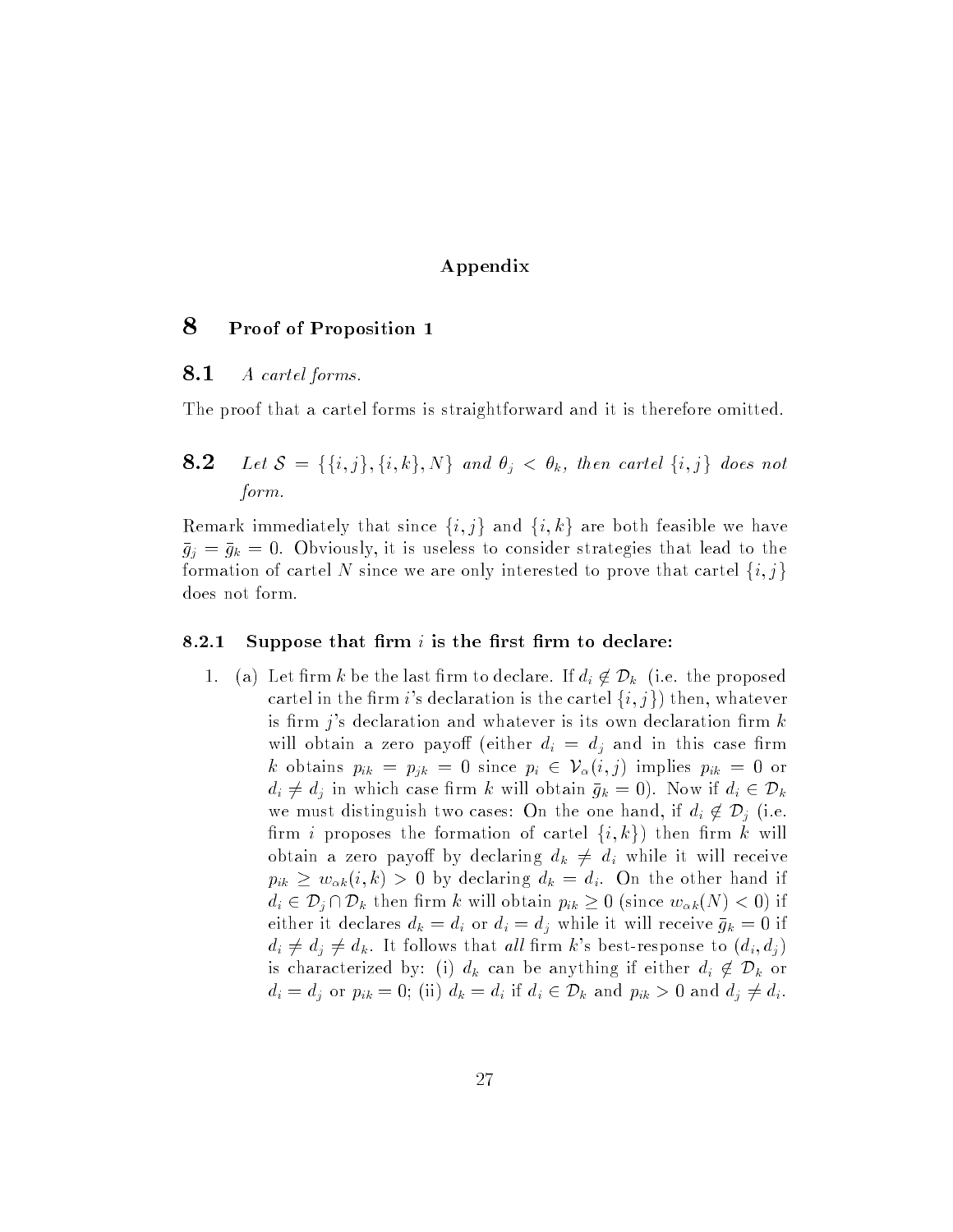# Appendix

# 8 Proof of Proposition 1

## 8.1 *A cartel forms.*

The proof that a cartel forms is straightforward and it is therefore omitted.

## 8.2 *Let $\mathcal{S} = \{\{i,j\},\{i,k\},N\}$ and $\theta_j < \theta_k$, then cartel $\{i,j\}$ does not form.*

Remark immediately that since $\{i,j\}$ and $\{i,k\}$ are both feasible we have $\bar{g}_j = \bar{g}_k = 0$. Obviously, it is useless to consider strategies that lead to the formation of cartel $N$ since we are only interested to prove that cartel $\{i,j\}$ does not form.

### 8.2.1 Suppose that firm $i$ is the first firm to declare:

1. (a) Let firm $k$ be the last firm to declare. If $d_i \notin \mathcal{D}_k$ (i.e. the proposed cartel in the firm $i$'s declaration is the cartel $\{i,j\}$) then, whatever is firm $j$'s declaration and whatever is its own declaration firm $k$ will obtain a zero payoff (either $d_i = d_j$ and in this case firm $k$ obtains $p_{ik} = p_{jk} = 0$ since $p_i \in \mathcal{V}_\alpha(i,j)$ implies $p_{ik} = 0$ or $d_i \neq d_j$ in which case firm $k$ will obtain $\bar{g}_k = 0$). Now if $d_i \in \mathcal{D}_k$ we must distinguish two cases: On the one hand, if $d_i \notin \mathcal{D}_j$ (i.e. firm $i$ proposes the formation of cartel $\{i,k\}$) then firm $k$ will obtain a zero payoff by declaring $d_k \neq d_i$ while it will receive $p_{ik} \geq w_{\alpha k}(i,k) > 0$ by declaring $d_k = d_i$. On the other hand if $d_i \in \mathcal{D}_j \cap \mathcal{D}_k$ then firm $k$ will obtain $p_{ik} \geq 0$ (since $w_{\alpha k}(N) < 0$) if either it declares $d_k = d_i$ or $d_i = d_j$ while it will receive $\bar{g}_k = 0$ if $d_i \neq d_j \neq d_k$. It follows that *all* firm $k$'s best-response to $(d_i, d_j)$ is characterized by: (i) $d_k$ can be anything if either $d_i \notin \mathcal{D}_k$ or $d_i = d_j$ or $p_{ik} = 0$; (ii) $d_k = d_i$ if $d_i \in \mathcal{D}_k$ and $p_{ik} > 0$ and $d_j \neq d_i$.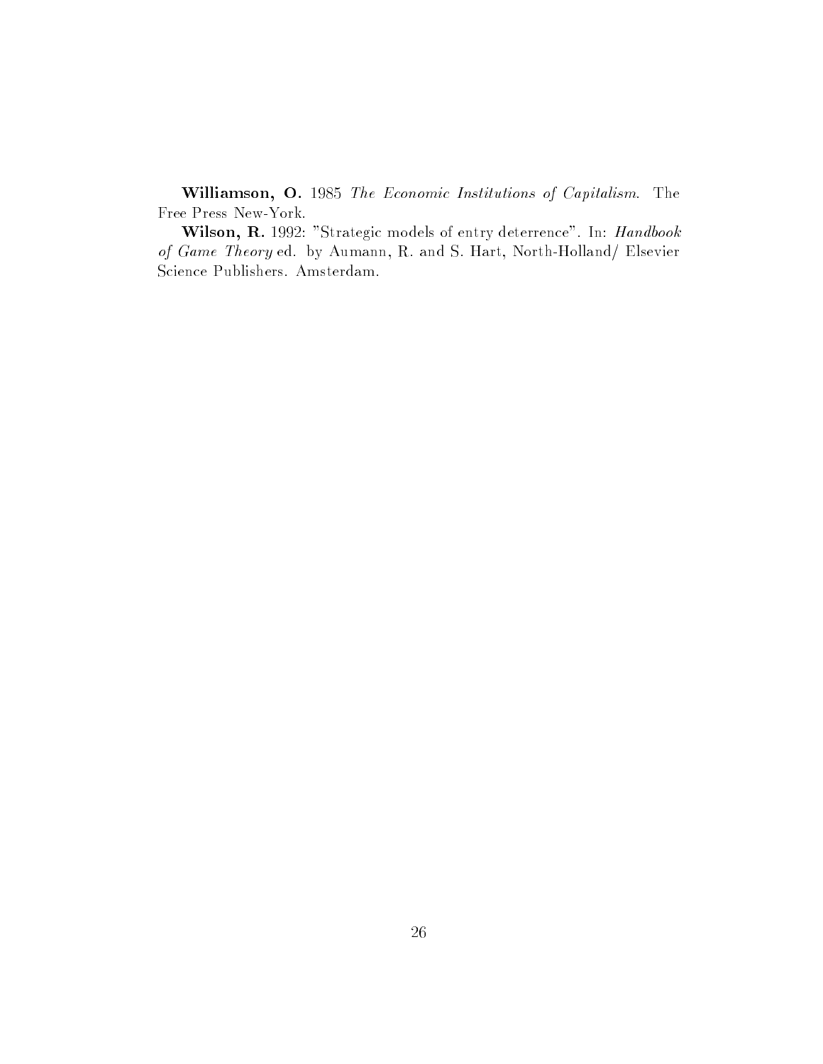**Williamson, O.** 1985 *The Economic Institutions of Capitalism*. The Free Press New-York.

**Wilson, R.** 1992: "Strategic models of entry deterrence". In: *Handbook of Game Theory* ed. by Aumann, R. and S. Hart, North-Holland/ Elsevier Science Publishers. Amsterdam.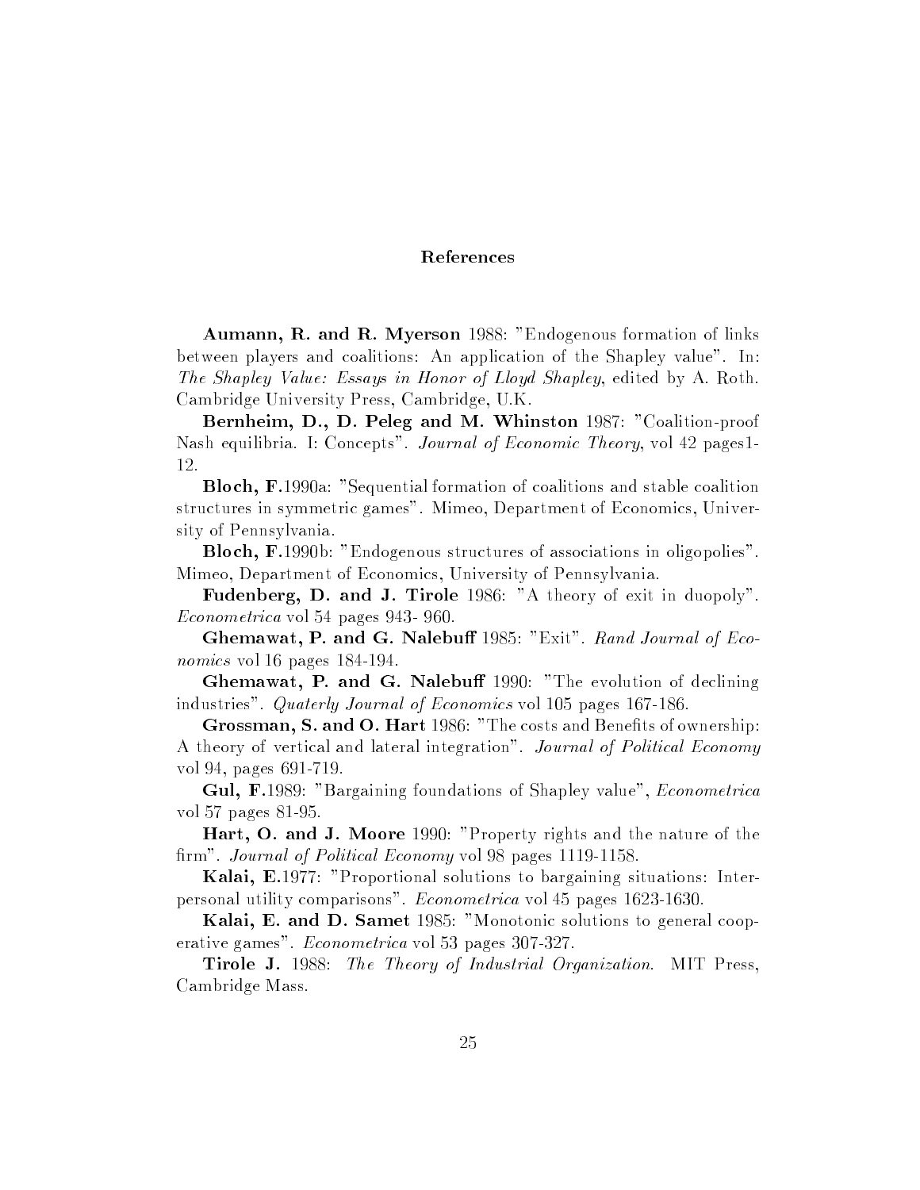## References

**Aumann, R. and R. Myerson** 1988: "Endogenous formation of links between players and coalitions: An application of the Shapley value". In: *The Shapley Value: Essays in Honor of Lloyd Shapley*, edited by A. Roth. Cambridge University Press, Cambridge, U.K.

**Bernheim, D., D. Peleg and M. Whinston** 1987: "Coalition-proof Nash equilibria. I: Concepts". *Journal of Economic Theory*, vol 42 pages1-12.

**Bloch, F.**1990a: "Sequential formation of coalitions and stable coalition structures in symmetric games". Mimeo, Department of Economics, University of Pennsylvania.

**Bloch, F.**1990b: "Endogenous structures of associations in oligopolies". Mimeo, Department of Economics, University of Pennsylvania.

**Fudenberg, D. and J. Tirole** 1986: "A theory of exit in duopoly". *Econometrica* vol 54 pages 943- 960.

**Ghemawat, P. and G. Nalebuff** 1985: "Exit". *Rand Journal of Economics* vol 16 pages 184-194.

**Ghemawat, P. and G. Nalebuff** 1990: "The evolution of declining industries". *Quaterly Journal of Economics* vol 105 pages 167-186.

**Grossman, S. and O. Hart** 1986: "The costs and Benefits of ownership: A theory of vertical and lateral integration". *Journal of Political Economy* vol 94, pages 691-719.

**Gul, F.**1989: "Bargaining foundations of Shapley value", *Econometrica* vol 57 pages 81-95.

**Hart, O. and J. Moore** 1990: "Property rights and the nature of the firm". *Journal of Political Economy* vol 98 pages 1119-1158.

**Kalai, E.**1977: "Proportional solutions to bargaining situations: Interpersonal utility comparisons". *Econometrica* vol 45 pages 1623-1630.

**Kalai, E. and D. Samet** 1985: "Monotonic solutions to general cooperative games". *Econometrica* vol 53 pages 307-327.

**Tirole J.** 1988: *The Theory of Industrial Organization.* MIT Press, Cambridge Mass.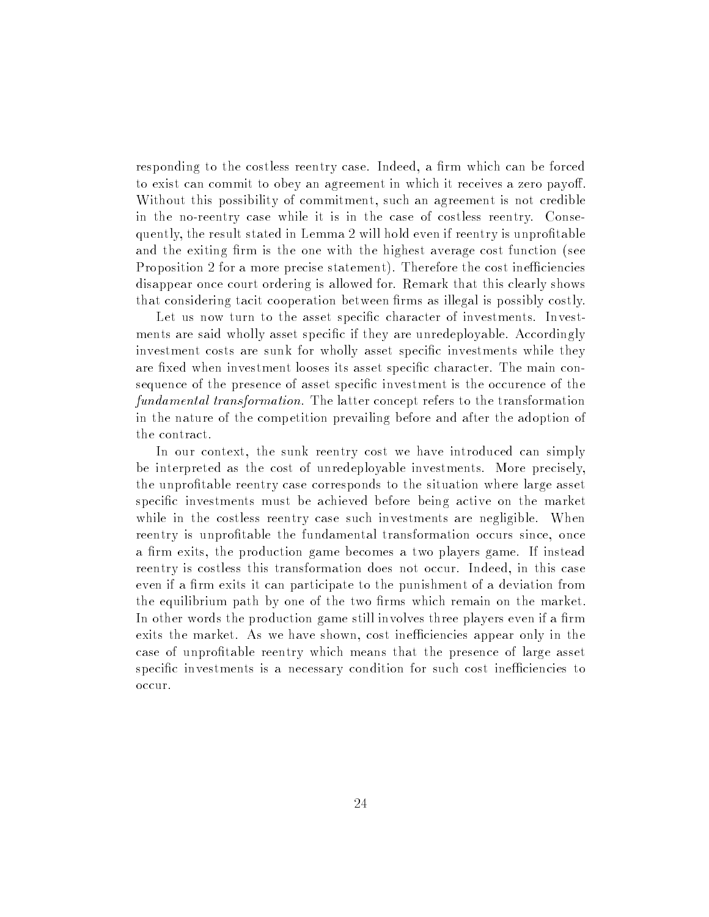responding to the costless reentry case. Indeed, a firm which can be forced to exist can commit to obey an agreement in which it receives a zero payoff. Without this possibility of commitment, such an agreement is not credible in the no-reentry case while it is in the case of costless reentry. Consequently, the result stated in Lemma 2 will hold even if reentry is unprofitable and the exiting firm is the one with the highest average cost function (see Proposition 2 for a more precise statement). Therefore the cost inefficiencies disappear once court ordering is allowed for. Remark that this clearly shows that considering tacit cooperation between firms as illegal is possibly costly.

Let us now turn to the asset specific character of investments. Investments are said wholly asset specific if they are unredeployable. Accordingly investment costs are sunk for wholly asset specific investments while they are fixed when investment looses its asset specific character. The main consequence of the presence of asset specific investment is the occurence of the *fundamental transformation*. The latter concept refers to the transformation in the nature of the competition prevailing before and after the adoption of the contract.

In our context, the sunk reentry cost we have introduced can simply be interpreted as the cost of unredeployable investments. More precisely, the unprofitable reentry case corresponds to the situation where large asset specific investments must be achieved before being active on the market while in the costless reentry case such investments are negligible. When reentry is unprofitable the fundamental transformation occurs since, once a firm exits, the production game becomes a two players game. If instead reentry is costless this transformation does not occur. Indeed, in this case even if a firm exits it can participate to the punishment of a deviation from the equilibrium path by one of the two firms which remain on the market. In other words the production game still involves three players even if a firm exits the market. As we have shown, cost inefficiencies appear only in the case of unprofitable reentry which means that the presence of large asset specific investments is a necessary condition for such cost inefficiencies to occur.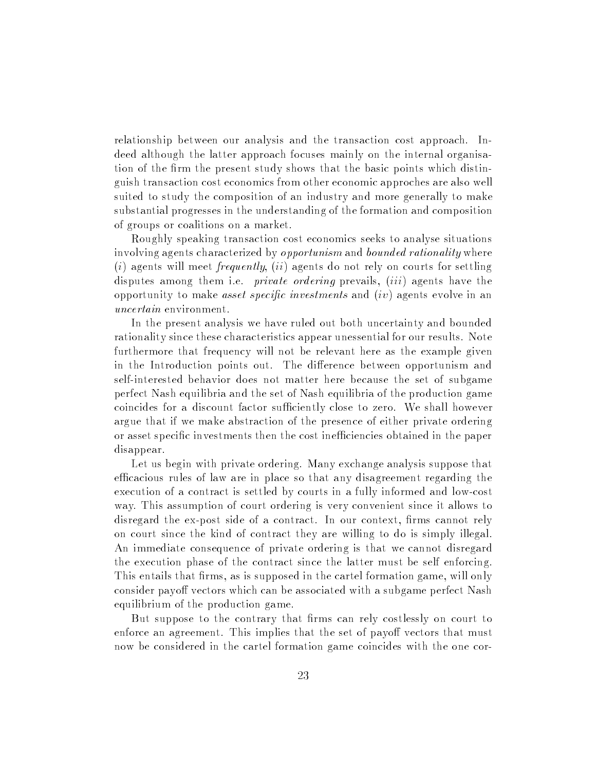relationship between our analysis and the transaction cost approach. Indeed although the latter approach focuses mainly on the internal organisation of the firm the present study shows that the basic points which distinguish transaction cost economics from other economic approches are also well suited to study the composition of an industry and more generally to make substantial progresses in the understanding of the formation and composition of groups or coalitions on a market.

Roughly speaking transaction cost economics seeks to analyse situations involving agents characterized by *opportunism* and *bounded rationality* where $(i)$ agents will meet *frequently*, $(ii)$ agents do not rely on courts for settling disputes among them i.e. *private ordering* prevails, $(iii)$ agents have the opportunity to make *asset specific investments* and $(iv)$ agents evolve in an *uncertain* environment.

In the present analysis we have ruled out both uncertainty and bounded rationality since these characteristics appear unessential for our results. Note furthermore that frequency will not be relevant here as the example given in the Introduction points out. The difference between opportunism and self-interested behavior does not matter here because the set of subgame perfect Nash equilibria and the set of Nash equilibria of the production game coincides for a discount factor sufficiently close to zero. We shall however argue that if we make abstraction of the presence of either private ordering or asset specific investments then the cost inefficiencies obtained in the paper disappear.

Let us begin with private ordering. Many exchange analysis suppose that efficacious rules of law are in place so that any disagreement regarding the execution of a contract is settled by courts in a fully informed and low-cost way. This assumption of court ordering is very convenient since it allows to disregard the ex-post side of a contract. In our context, firms cannot rely on court since the kind of contract they are willing to do is simply illegal. An immediate consequence of private ordering is that we cannot disregard the execution phase of the contract since the latter must be self enforcing. This entails that firms, as is supposed in the cartel formation game, will only consider payoff vectors which can be associated with a subgame perfect Nash equilibrium of the production game.

But suppose to the contrary that firms can rely costlessly on court to enforce an agreement. This implies that the set of payoff vectors that must now be considered in the cartel formation game coincides with the one cor-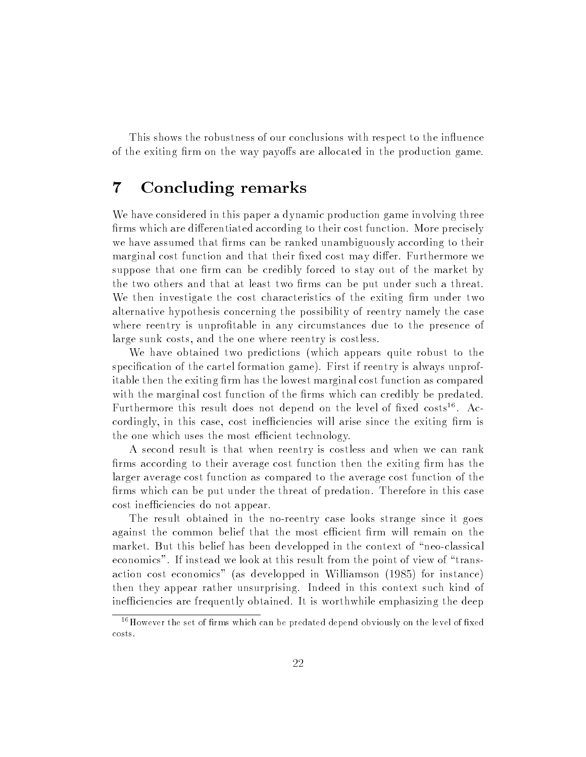This shows the robustness of our conclusions with respect to the influence of the exiting firm on the way payoffs are allocated in the production game.

## 7 Concluding remarks

We have considered in this paper a dynamic production game involving three firms which are differentiated according to their cost function. More precisely we have assumed that firms can be ranked unambiguously according to their marginal cost function and that their fixed cost may differ. Furthermore we suppose that one firm can be credibly forced to stay out of the market by the two others and that at least two firms can be put under such a threat. We then investigate the cost characteristics of the exiting firm under two alternative hypothesis concerning the possibility of reentry namely the case where reentry is unprofitable in any circumstances due to the presence of large sunk costs, and the one where reentry is costless.

We have obtained two predictions (which appears quite robust to the specification of the cartel formation game). First if reentry is always unprofitable then the exiting firm has the lowest marginal cost function as compared with the marginal cost function of the firms which can credibly be predated. Furthermore this result does not depend on the level of fixed costs[16]. Accordingly, in this case, cost inefficiencies will arise since the exiting firm is the one which uses the most efficient technology.

A second result is that when reentry is costless and when we can rank firms according to their average cost function then the exiting firm has the larger average cost function as compared to the average cost function of the firms which can be put under the threat of predation. Therefore in this case cost inefficiencies do not appear.

The result obtained in the no-reentry case looks strange since it goes against the common belief that the most efficient firm will remain on the market. But this belief has been developped in the context of "neo-classical economics". If instead we look at this result from the point of view of "transaction cost economics" (as developped in Williamson (1985) for instance) then they appear rather unsurprising. Indeed in this context such kind of inefficiencies are frequently obtained. It is worthwhile emphasizing the deep

[16] However the set of firms which can be predated depend obviously on the level of fixed costs.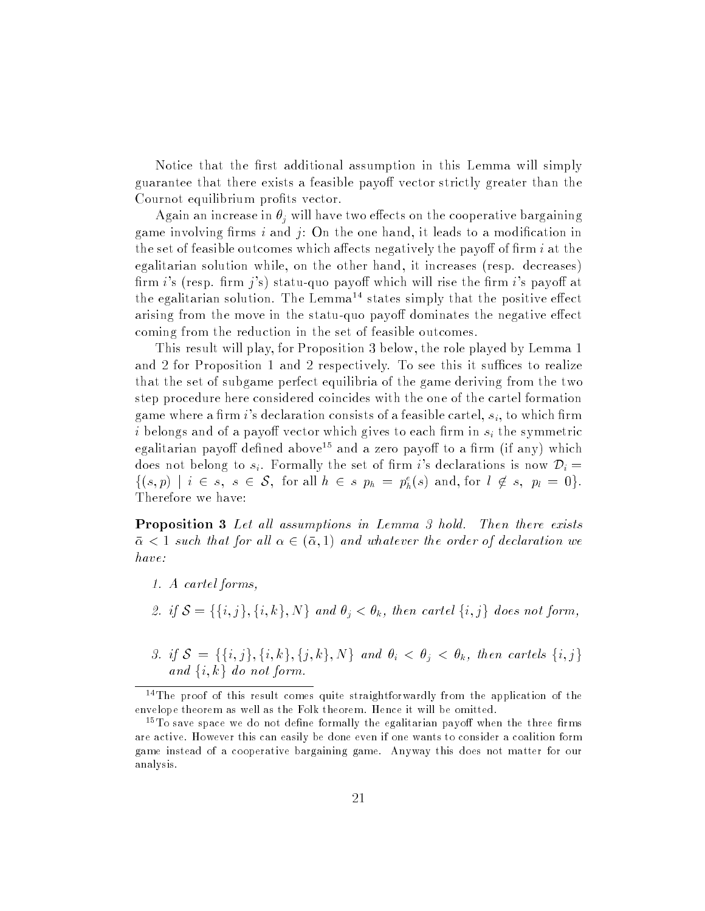Notice that the first additional assumption in this Lemma will simply guarantee that there exists a feasible payoff vector strictly greater than the Cournot equilibrium profits vector.

Again an increase in $\theta_j$ will have two effects on the cooperative bargaining game involving firms $i$ and $j$: On the one hand, it leads to a modification in the set of feasible outcomes which affects negatively the payoff of firm $i$ at the egalitarian solution while, on the other hand, it increases (resp. decreases) firm $i$'s (resp. firm $j$'s) statu-quo payoff which will rise the firm $i$'s payoff at the egalitarian solution. The Lemma[14] states simply that the positive effect arising from the move in the statu-quo payoff dominates the negative effect coming from the reduction in the set of feasible outcomes.

This result will play, for Proposition 3 below, the role played by Lemma 1 and 2 for Proposition 1 and 2 respectively. To see this it suffices to realize that the set of subgame perfect equilibria of the game deriving from the two step procedure here considered coincides with the one of the cartel formation game where a firm $i$'s declaration consists of a feasible cartel, $s_i$, to which firm $i$ belongs and of a payoff vector which gives to each firm in $s_i$ the symmetric egalitarian payoff defined above[15] and a zero payoff to a firm (if any) which does not belong to $s_i$. Formally the set of firm $i$'s declarations is now $\mathcal{D}_i = \{(s,p) \mid i \in s,\ s \in \mathcal{S},\ \text{for all } h \in s\ p_h = p_h^e(s) \text{ and, for } l \notin s,\ p_l = 0\}$. Therefore we have:

**Proposition 3** *Let all assumptions in Lemma 3 hold. Then there exists $\bar{\alpha} < 1$ such that for all $\alpha \in (\bar{\alpha}, 1)$ and whatever the order of declaration we have:*

1. *A cartel forms,*
2. *if $\mathcal{S} = \{\{i,j\},\{i,k\},N\}$ and $\theta_j < \theta_k$, then cartel $\{i,j\}$ does not form,*
3. *if $\mathcal{S} = \{\{i,j\},\{i,k\},\{j,k\},N\}$ and $\theta_i < \theta_j < \theta_k$, then cartels $\{i,j\}$ and $\{i,k\}$ do not form.*

---

[14] The proof of this result comes quite straightforwardly from the application of the envelope theorem as well as the Folk theorem. Hence it will be omitted.

[15] To save space we do not define formally the egalitarian payoff when the three firms are active. However this can easily be done even if one wants to consider a coalition form game instead of a cooperative bargaining game. Anyway this does not matter for our analysis.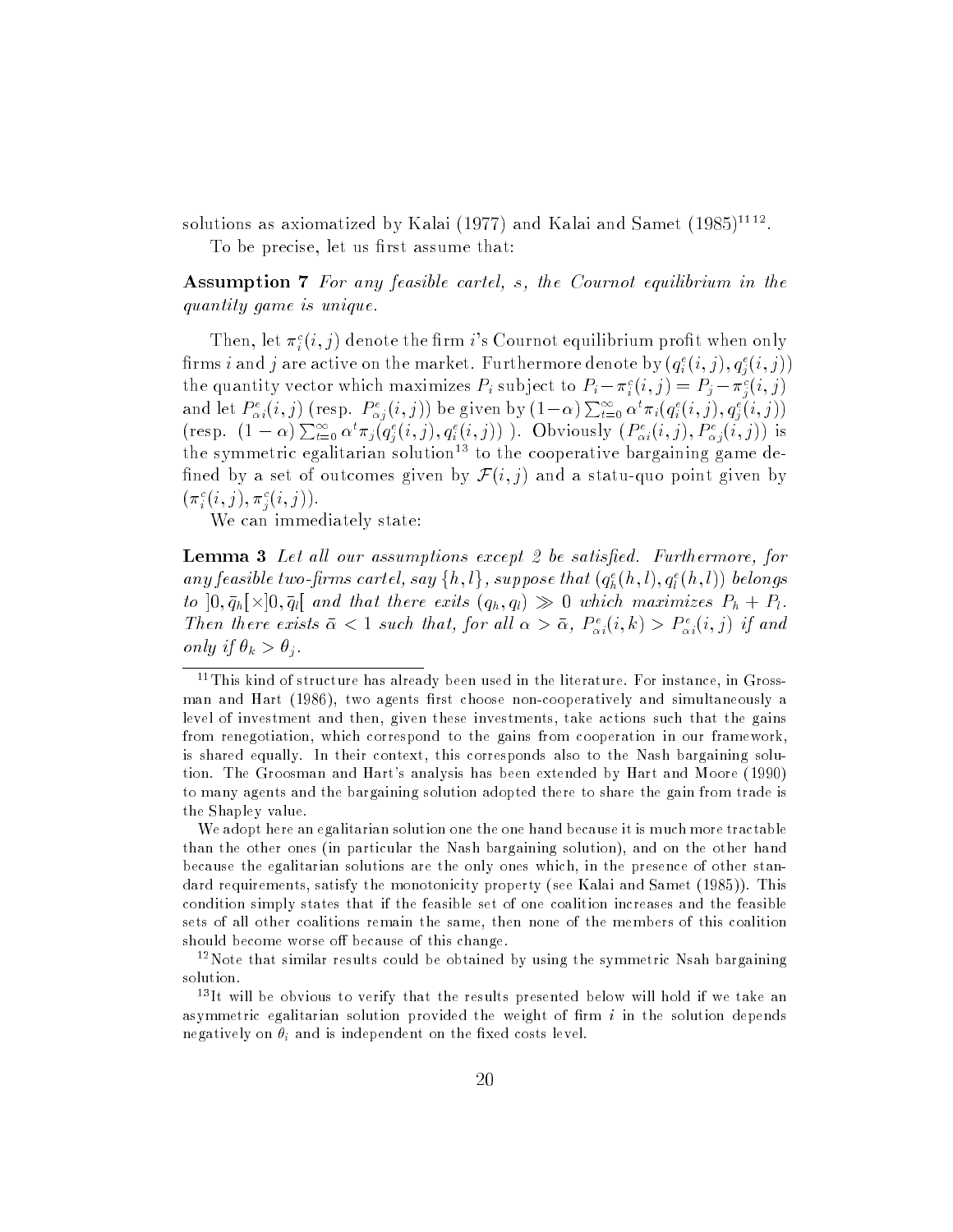solutions as axiomatized by Kalai (1977) and Kalai and Samet (1985)[11][12].

To be precise, let us first assume that:

**Assumption 7** *For any feasible cartel, s, the Cournot equilibrium in the quantity game is unique.*

Then, let $\pi_i^c(i,j)$ denote the firm $i$'s Cournot equilibrium profit when only firms $i$ and $j$ are active on the market. Furthermore denote by $(q_i^e(i,j), q_j^e(i,j))$ the quantity vector which maximizes $P_i$ subject to $P_i - \pi_i^c(i,j) = P_j - \pi_j^c(i,j)$ and let $P_{\alpha i}^e(i,j)$ (resp. $P_{\alpha j}^e(i,j)$) be given by $(1-\alpha)\sum_{t=0}^{\infty}\alpha^t \pi_i(q_i^e(i,j), q_j^e(i,j))$ (resp. $(1-\alpha)\sum_{t=0}^{\infty}\alpha^t \pi_j(q_j^e(i,j), q_i^e(i,j))$ ). Obviously $(P_{\alpha i}^e(i,j), P_{\alpha j}^e(i,j))$ is the symmetric egalitarian solution[13] to the cooperative bargaining game defined by a set of outcomes given by $\mathcal{F}(i,j)$ and a statu-quo point given by $(\pi_i^c(i,j), \pi_j^c(i,j))$.

We can immediately state:

**Lemma 3** *Let all our assumptions except 2 be satisfied. Furthermore, for any feasible two-firms cartel, say $\{h,l\}$, suppose that $(q_h^e(h,l), q_l^e(h,l))$ belongs to $]0, \bar{q}_h[\times]0, \bar{q}_l[$ and that there exits $(q_h, q_l) \gg 0$ which maximizes $P_h + P_l$. Then there exists $\bar{\alpha} < 1$ such that, for all $\alpha > \bar{\alpha}$, $P_{\alpha i}^e(i,k) > P_{\alpha i}^e(i,j)$ if and only if $\theta_k > \theta_j$.*

---

[11] This kind of structure has already been used in the literature. For instance, in Grossman and Hart (1986), two agents first choose non-cooperatively and simultaneously a level of investment and then, given these investments, take actions such that the gains from renegotiation, which correspond to the gains from cooperation in our framework, is shared equally. In their context, this corresponds also to the Nash bargaining solution. The Groosman and Hart's analysis has been extended by Hart and Moore (1990) to many agents and the bargaining solution adopted there to share the gain from trade is the Shapley value.

We adopt here an egalitarian solution one the one hand because it is much more tractable than the other ones (in particular the Nash bargaining solution), and on the other hand because the egalitarian solutions are the only ones which, in the presence of other standard requirements, satisfy the monotonicity property (see Kalai and Samet (1985)). This condition simply states that if the feasible set of one coalition increases and the feasible sets of all other coalitions remain the same, then none of the members of this coalition should become worse off because of this change.

[12] Note that similar results could be obtained by using the symmetric Nsah bargaining solution.

[13] It will be obvious to verify that the results presented below will hold if we take an asymmetric egalitarian solution provided the weight of firm $i$ in the solution depends negatively on $\theta_i$ and is independent on the fixed costs level.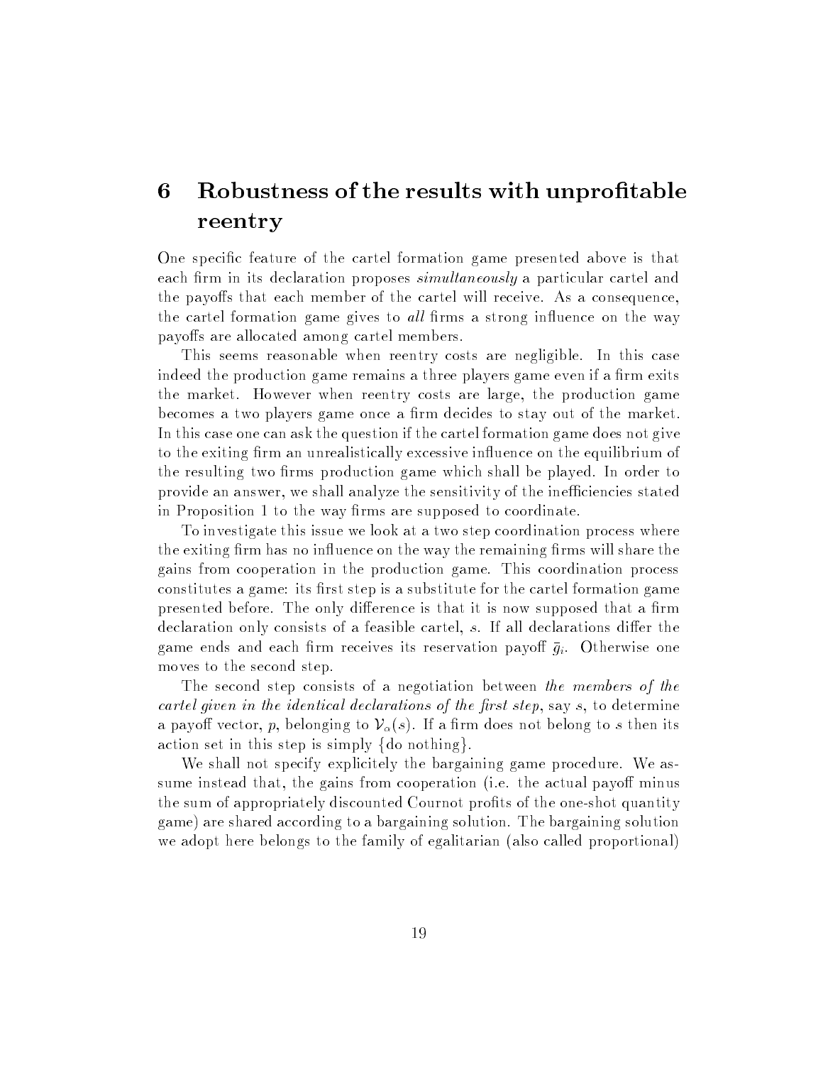# 6 Robustness of the results with unprofitable reentry

One specific feature of the cartel formation game presented above is that each firm in its declaration proposes *simultaneously* a particular cartel and the payoffs that each member of the cartel will receive. As a consequence, the cartel formation game gives to *all* firms a strong influence on the way payoffs are allocated among cartel members.

This seems reasonable when reentry costs are negligible. In this case indeed the production game remains a three players game even if a firm exits the market. However when reentry costs are large, the production game becomes a two players game once a firm decides to stay out of the market. In this case one can ask the question if the cartel formation game does not give to the exiting firm an unrealistically excessive influence on the equilibrium of the resulting two firms production game which shall be played. In order to provide an answer, we shall analyze the sensitivity of the inefficiencies stated in Proposition 1 to the way firms are supposed to coordinate.

To investigate this issue we look at a two step coordination process where the exiting firm has no influence on the way the remaining firms will share the gains from cooperation in the production game. This coordination process constitutes a game: its first step is a substitute for the cartel formation game presented before. The only difference is that it is now supposed that a firm declaration only consists of a feasible cartel, $s$. If all declarations differ the game ends and each firm receives its reservation payoff $\bar{g}_i$. Otherwise one moves to the second step.

The second step consists of a negotiation between *the members of the cartel given in the identical declarations of the first step*, say $s$, to determine a payoff vector, $p$, belonging to $\mathcal{V}_\alpha(s)$. If a firm does not belong to $s$ then its action set in this step is simply {do nothing}.

We shall not specify explicitely the bargaining game procedure. We assume instead that, the gains from cooperation (i.e. the actual payoff minus the sum of appropriately discounted Cournot profits of the one-shot quantity game) are shared according to a bargaining solution. The bargaining solution we adopt here belongs to the family of egalitarian (also called proportional)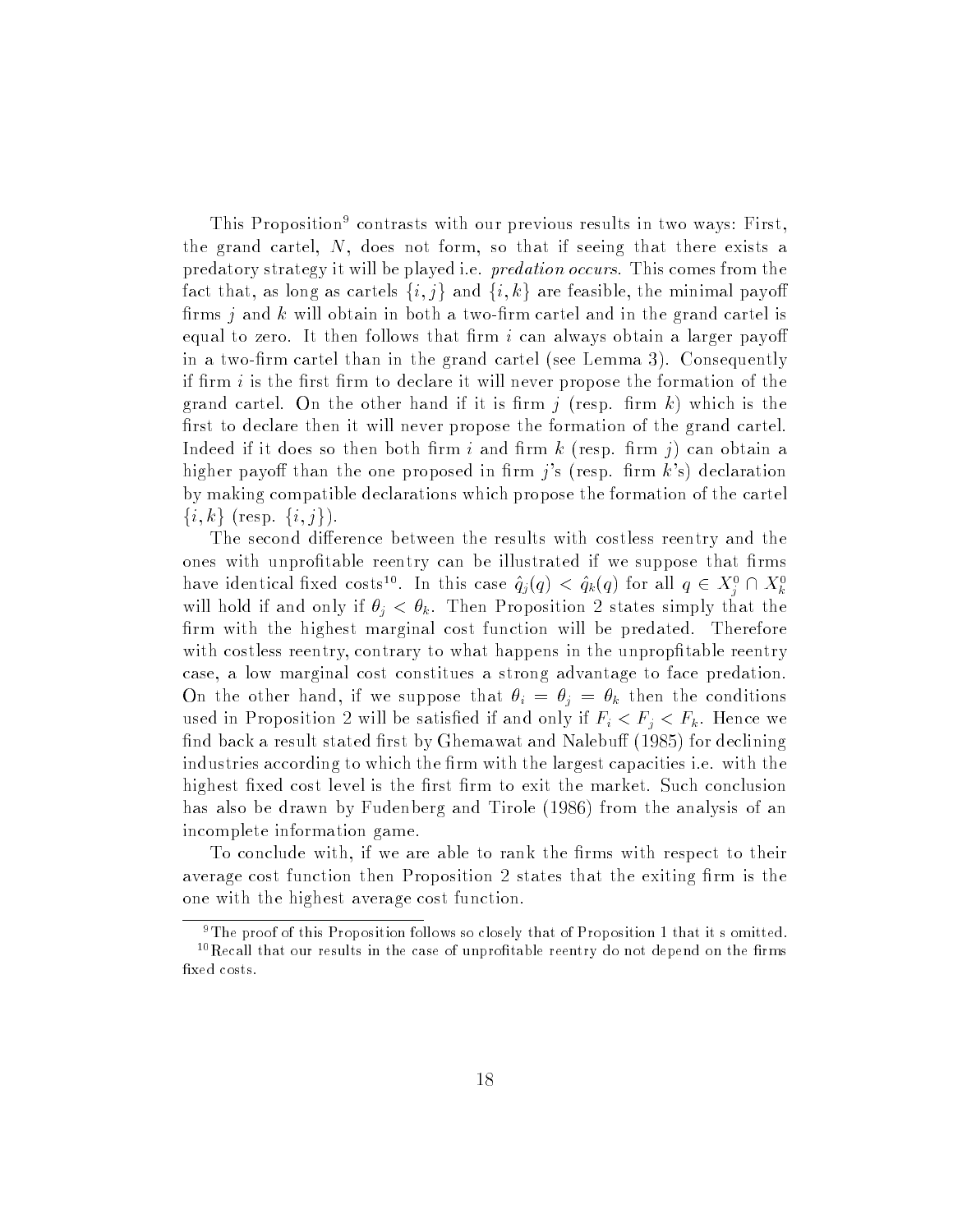This Proposition[9] contrasts with our previous results in two ways: First, the grand cartel, $N$, does not form, so that if seeing that there exists a predatory strategy it will be played i.e. *predation occurs*. This comes from the fact that, as long as cartels $\{i, j\}$ and $\{i, k\}$ are feasible, the minimal payoff firms $j$ and $k$ will obtain in both a two-firm cartel and in the grand cartel is equal to zero. It then follows that firm $i$ can always obtain a larger payoff in a two-firm cartel than in the grand cartel (see Lemma 3). Consequently if firm $i$ is the first firm to declare it will never propose the formation of the grand cartel. On the other hand if it is firm $j$ (resp. firm $k$) which is the first to declare then it will never propose the formation of the grand cartel. Indeed if it does so then both firm $i$ and firm $k$ (resp. firm $j$) can obtain a higher payoff than the one proposed in firm $j$'s (resp. firm $k$'s) declaration by making compatible declarations which propose the formation of the cartel $\{i, k\}$ (resp. $\{i, j\}$).

The second difference between the results with costless reentry and the ones with unprofitable reentry can be illustrated if we suppose that firms have identical fixed costs[10]. In this case $\hat{q}_j(q) < \hat{q}_k(q)$ for all $q \in X_j^0 \cap X_k^0$ will hold if and only if $\theta_j < \theta_k$. Then Proposition 2 states simply that the firm with the highest marginal cost function will be predated. Therefore with costless reentry, contrary to what happens in the unpropfitable reentry case, a low marginal cost constitues a strong advantage to face predation. On the other hand, if we suppose that $\theta_i = \theta_j = \theta_k$ then the conditions used in Proposition 2 will be satisfied if and only if $F_i < F_j < F_k$. Hence we find back a result stated first by Ghemawat and Nalebuff (1985) for declining industries according to which the firm with the largest capacities i.e. with the highest fixed cost level is the first firm to exit the market. Such conclusion has also be drawn by Fudenberg and Tirole (1986) from the analysis of an incomplete information game.

To conclude with, if we are able to rank the firms with respect to their average cost function then Proposition 2 states that the exiting firm is the one with the highest average cost function.

[9] The proof of this Proposition follows so closely that of Proposition 1 that it s omitted.

[10] Recall that our results in the case of unprofitable reentry do not depend on the firms fixed costs.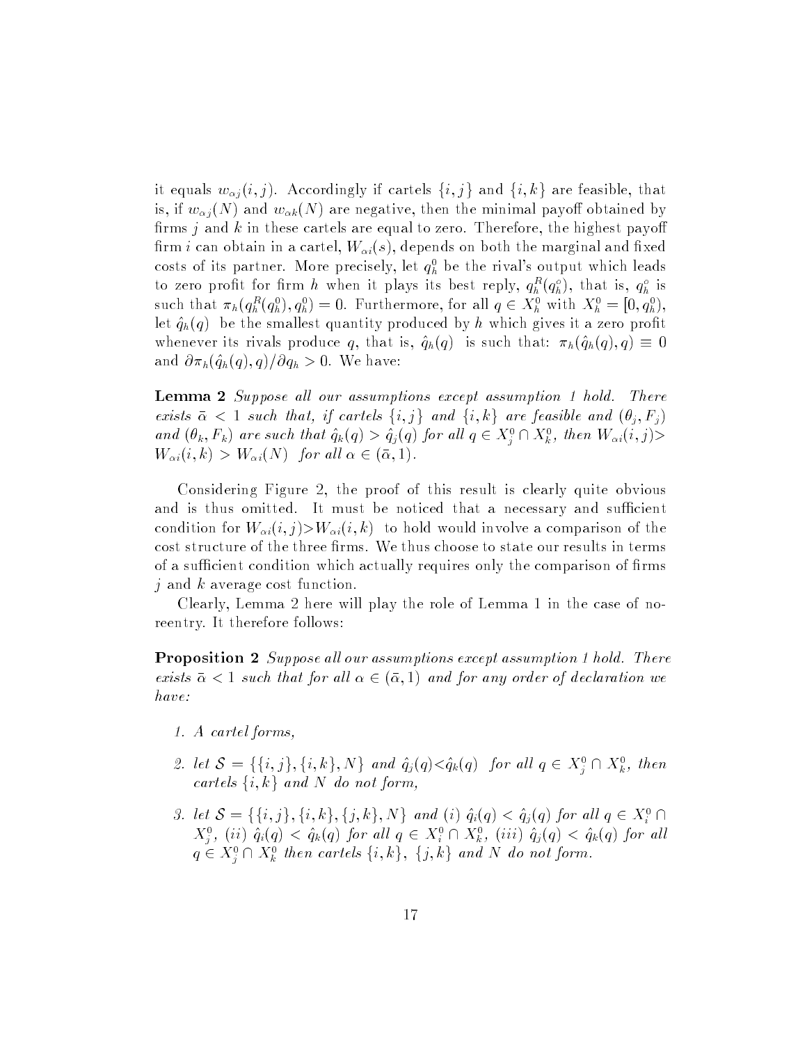it equals $w_{\alpha j}(i,j)$. Accordingly if cartels $\{i,j\}$ and $\{i,k\}$ are feasible, that is, if $w_{\alpha j}(N)$ and $w_{\alpha k}(N)$ are negative, then the minimal payoff obtained by firms $j$ and $k$ in these cartels are equal to zero. Therefore, the highest payoff firm $i$ can obtain in a cartel, $W_{\alpha i}(s)$, depends on both the marginal and fixed costs of its partner. More precisely, let $q_h^0$ be the rival's output which leads to zero profit for firm $h$ when it plays its best reply, $q_h^R(q_h^o)$, that is, $q_h^o$ is such that $\pi_h(q_h^R(q_h^0), q_h^0) = 0$. Furthermore, for all $q \in X_h^0$ with $X_h^0 = [0, q_h^0)$, let $\hat{q}_h(q)$ be the smallest quantity produced by $h$ which gives it a zero profit whenever its rivals produce $q$, that is, $\hat{q}_h(q)$ is such that: $\pi_h(\hat{q}_h(q), q) \equiv 0$ and $\partial \pi_h(\hat{q}_h(q), q)/\partial q_h > 0$. We have:

**Lemma 2** *Suppose all our assumptions except assumption 1 hold. There exists $\bar{\alpha} < 1$ such that, if cartels $\{i,j\}$ and $\{i,k\}$ are feasible and $(\theta_j, F_j)$ and $(\theta_k, F_k)$ are such that $\hat{q}_k(q) > \hat{q}_j(q)$ for all $q \in X_j^0 \cap X_k^0$, then $W_{\alpha i}(i,j) > W_{\alpha i}(i,k) > W_{\alpha i}(N)$ for all $\alpha \in (\bar{\alpha}, 1)$.*

Considering Figure 2, the proof of this result is clearly quite obvious and is thus omitted. It must be noticed that a necessary and sufficient condition for $W_{\alpha i}(i,j) > W_{\alpha i}(i,k)$ to hold would involve a comparison of the cost structure of the three firms. We thus choose to state our results in terms of a sufficient condition which actually requires only the comparison of firms $j$ and $k$ average cost function.

Clearly, Lemma 2 here will play the role of Lemma 1 in the case of no-reentry. It therefore follows:

**Proposition 2** *Suppose all our assumptions except assumption 1 hold. There exists $\bar{\alpha} < 1$ such that for all $\alpha \in (\bar{\alpha}, 1)$ and for any order of declaration we have:*

1. *A cartel forms,*
2. *let $\mathcal{S} = \{\{i,j\}, \{i,k\}, N\}$ and $\hat{q}_j(q) < \hat{q}_k(q)$ for all $q \in X_j^0 \cap X_k^0$, then cartels $\{i,k\}$ and $N$ do not form,*
3. *let $\mathcal{S} = \{\{i,j\}, \{i,k\}, \{j,k\}, N\}$ and (i) $\hat{q}_i(q) < \hat{q}_j(q)$ for all $q \in X_i^0 \cap X_j^0$, (ii) $\hat{q}_i(q) < \hat{q}_k(q)$ for all $q \in X_i^0 \cap X_k^0$, (iii) $\hat{q}_j(q) < \hat{q}_k(q)$ for all $q \in X_j^0 \cap X_k^0$ then cartels $\{i,k\}$, $\{j,k\}$ and $N$ do not form.*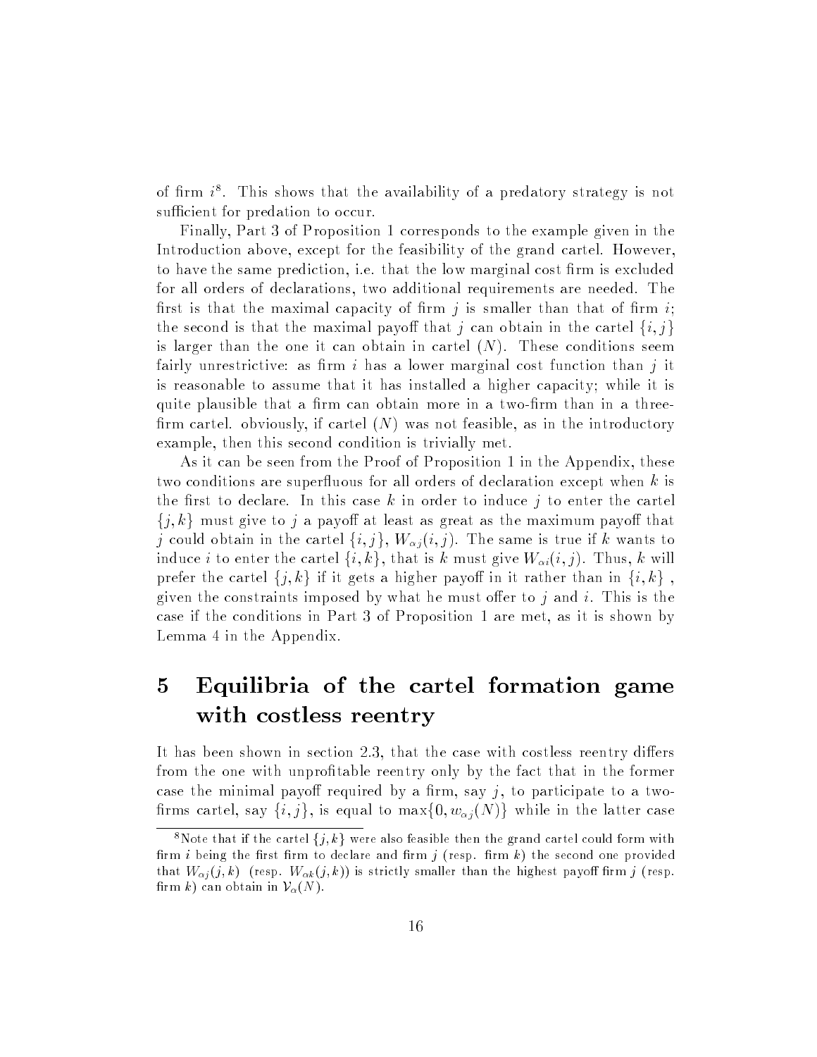of firm $i$[8]. This shows that the availability of a predatory strategy is not sufficient for predation to occur.

Finally, Part 3 of Proposition 1 corresponds to the example given in the Introduction above, except for the feasibility of the grand cartel. However, to have the same prediction, i.e. that the low marginal cost firm is excluded for all orders of declarations, two additional requirements are needed. The first is that the maximal capacity of firm $j$ is smaller than that of firm $i$; the second is that the maximal payoff that $j$ can obtain in the cartel $\{i, j\}$ is larger than the one it can obtain in cartel $(N)$. These conditions seem fairly unrestrictive: as firm $i$ has a lower marginal cost function than $j$ it is reasonable to assume that it has installed a higher capacity; while it is quite plausible that a firm can obtain more in a two-firm than in a three-firm cartel. obviously, if cartel $(N)$ was not feasible, as in the introductory example, then this second condition is trivially met.

As it can be seen from the Proof of Proposition 1 in the Appendix, these two conditions are superfluous for all orders of declaration except when $k$ is the first to declare. In this case $k$ in order to induce $j$ to enter the cartel $\{j, k\}$ must give to $j$ a payoff at least as great as the maximum payoff that $j$ could obtain in the cartel $\{i, j\}$, $W_{\alpha j}(i, j)$. The same is true if $k$ wants to induce $i$ to enter the cartel $\{i, k\}$, that is $k$ must give $W_{\alpha i}(i, j)$. Thus, $k$ will prefer the cartel $\{j, k\}$ if it gets a higher payoff in it rather than in $\{i, k\}$, given the constraints imposed by what he must offer to $j$ and $i$. This is the case if the conditions in Part 3 of Proposition 1 are met, as it is shown by Lemma 4 in the Appendix.

# 5 Equilibria of the cartel formation game with costless reentry

It has been shown in section 2.3, that the case with costless reentry differs from the one with unprofitable reentry only by the fact that in the former case the minimal payoff required by a firm, say $j$, to participate to a two-firms cartel, say $\{i, j\}$, is equal to $\max\{0, w_{\alpha j}(N)\}$ while in the latter case

[8] Note that if the cartel $\{j, k\}$ were also feasible then the grand cartel could form with firm $i$ being the first firm to declare and firm $j$ (resp. firm $k$) the second one provided that $W_{\alpha j}(j, k)$ (resp. $W_{\alpha k}(j, k)$) is strictly smaller than the highest payoff firm $j$ (resp. firm $k$) can obtain in $\mathcal{V}_{\alpha}(N)$.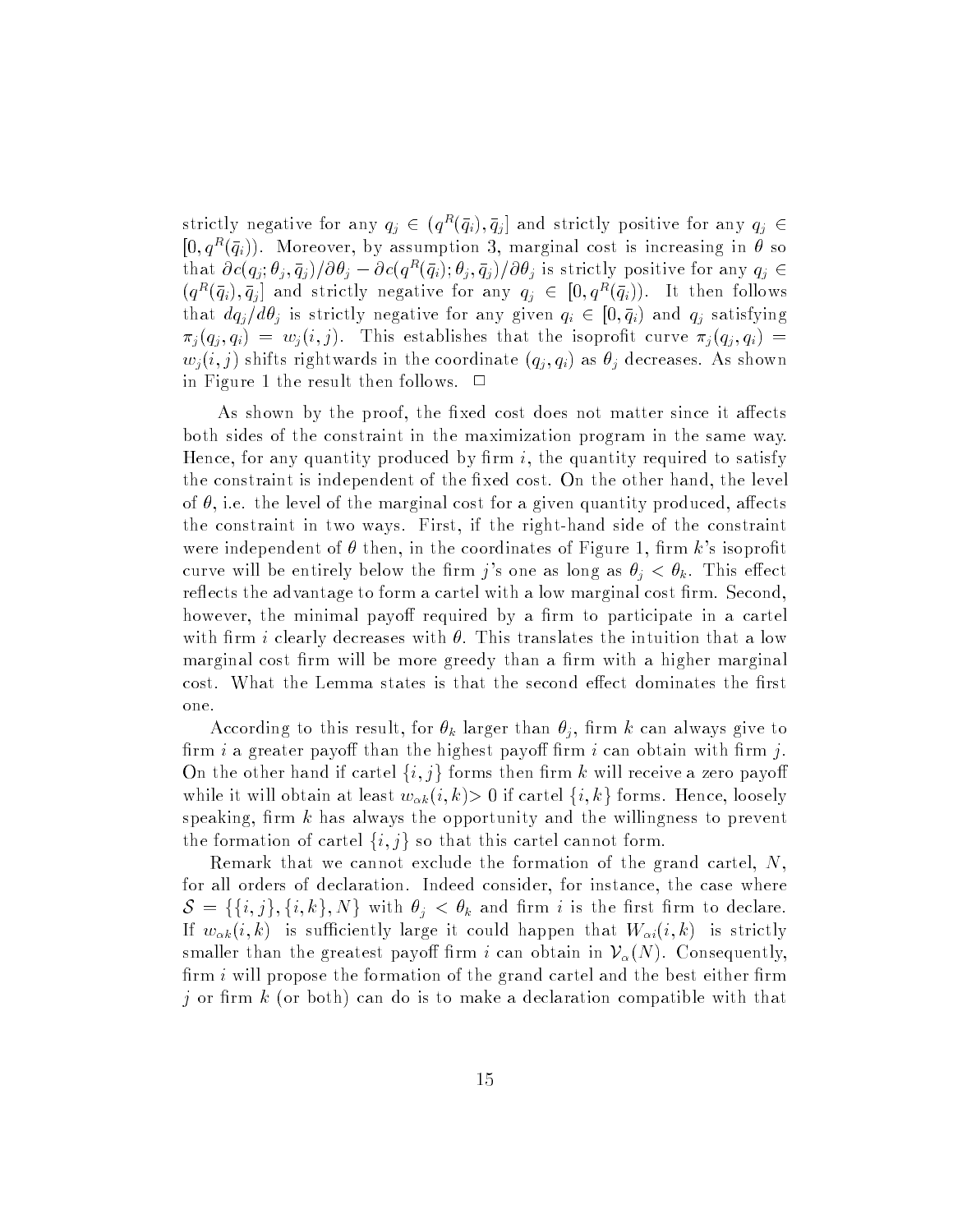strictly negative for any $q_j \in (q^R(\bar{q}_i), \bar{q}_j]$ and strictly positive for any $q_j \in [0, q^R(\bar{q}_i))$. Moreover, by assumption 3, marginal cost is increasing in $\theta$ so that $\partial c(q_j; \theta_j, \bar{q}_j)/\partial\theta_j - \partial c(q^R(\bar{q}_i); \theta_j, \bar{q}_j)/\partial\theta_j$ is strictly positive for any $q_j \in (q^R(\bar{q}_i), \bar{q}_j]$ and strictly negative for any $q_j \in [0, q^R(\bar{q}_i))$. It then follows that $dq_j/d\theta_j$ is strictly negative for any given $q_i \in [0, \bar{q}_i)$ and $q_j$ satisfying $\pi_j(q_j, q_i) = w_j(i, j)$. This establishes that the isoprofit curve $\pi_j(q_j, q_i) = w_j(i, j)$ shifts rightwards in the coordinate $(q_j, q_i)$ as $\theta_j$ decreases. As shown in Figure 1 the result then follows. □

As shown by the proof, the fixed cost does not matter since it affects both sides of the constraint in the maximization program in the same way. Hence, for any quantity produced by firm $i$, the quantity required to satisfy the constraint is independent of the fixed cost. On the other hand, the level of $\theta$, i.e. the level of the marginal cost for a given quantity produced, affects the constraint in two ways. First, if the right-hand side of the constraint were independent of $\theta$ then, in the coordinates of Figure 1, firm $k$'s isoprofit curve will be entirely below the firm $j$'s one as long as $\theta_j < \theta_k$. This effect reflects the advantage to form a cartel with a low marginal cost firm. Second, however, the minimal payoff required by a firm to participate in a cartel with firm $i$ clearly decreases with $\theta$. This translates the intuition that a low marginal cost firm will be more greedy than a firm with a higher marginal cost. What the Lemma states is that the second effect dominates the first one.

According to this result, for $\theta_k$ larger than $\theta_j$, firm $k$ can always give to firm $i$ a greater payoff than the highest payoff firm $i$ can obtain with firm $j$. On the other hand if cartel $\{i, j\}$ forms then firm $k$ will receive a zero payoff while it will obtain at least $w_{\alpha k}(i, k) > 0$ if cartel $\{i, k\}$ forms. Hence, loosely speaking, firm $k$ has always the opportunity and the willingness to prevent the formation of cartel $\{i, j\}$ so that this cartel cannot form.

Remark that we cannot exclude the formation of the grand cartel, $N$, for all orders of declaration. Indeed consider, for instance, the case where $\mathcal{S} = \{\{i, j\}, \{i, k\}, N\}$ with $\theta_j < \theta_k$ and firm $i$ is the first firm to declare. If $w_{\alpha k}(i, k)$ is sufficiently large it could happen that $W_{\alpha i}(i, k)$ is strictly smaller than the greatest payoff firm $i$ can obtain in $\mathcal{V}_\alpha(N)$. Consequently, firm $i$ will propose the formation of the grand cartel and the best either firm $j$ or firm $k$ (or both) can do is to make a declaration compatible with that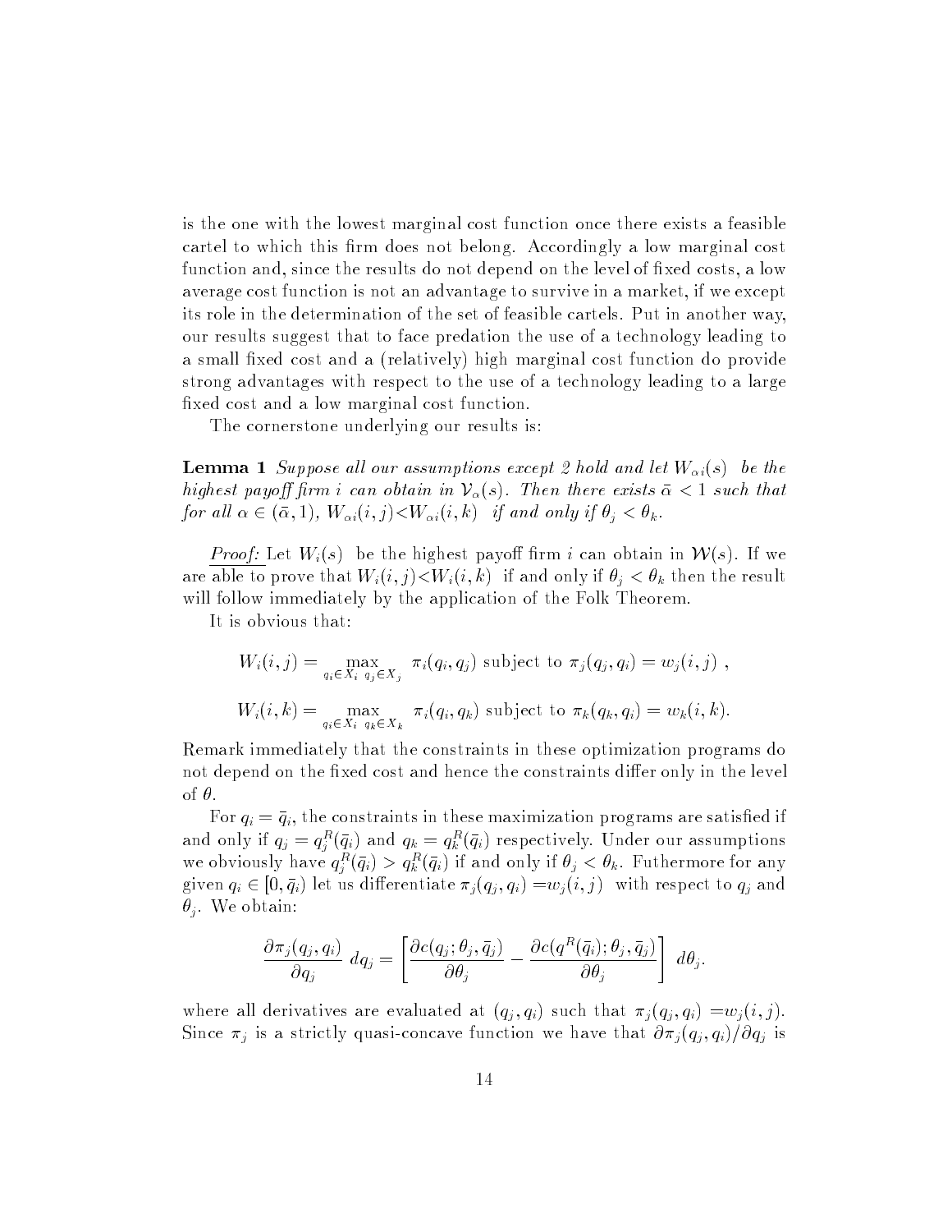is the one with the lowest marginal cost function once there exists a feasible cartel to which this firm does not belong. Accordingly a low marginal cost function and, since the results do not depend on the level of fixed costs, a low average cost function is not an advantage to survive in a market, if we except its role in the determination of the set of feasible cartels. Put in another way, our results suggest that to face predation the use of a technology leading to a small fixed cost and a (relatively) high marginal cost function do provide strong advantages with respect to the use of a technology leading to a large fixed cost and a low marginal cost function.

The cornerstone underlying our results is:

**Lemma 1** *Suppose all our assumptions except 2 hold and let $W_{\alpha i}(s)$ be the highest payoff firm $i$ can obtain in $\mathcal{V}_\alpha(s)$. Then there exists $\bar{\alpha} < 1$ such that for all $\alpha \in (\bar{\alpha}, 1)$, $W_{\alpha i}(i,j) < W_{\alpha i}(i,k)$ if and only if $\theta_j < \theta_k$.*

*Proof:* Let $W_i(s)$ be the highest payoff firm $i$ can obtain in $\mathcal{W}(s)$. If we are able to prove that $W_i(i,j) < W_i(i,k)$ if and only if $\theta_j < \theta_k$ then the result will follow immediately by the application of the Folk Theorem.

It is obvious that:

$$W_i(i,j) = \max_{q_i \in X_i \;\; q_j \in X_j} \pi_i(q_i, q_j) \text{ subject to } \pi_j(q_j, q_i) = w_j(i,j) \ ,$$

$$W_i(i,k) = \max_{q_i \in X_i \;\; q_k \in X_k} \pi_i(q_i, q_k) \text{ subject to } \pi_k(q_k, q_i) = w_k(i,k).$$

Remark immediately that the constraints in these optimization programs do not depend on the fixed cost and hence the constraints differ only in the level of $\theta$.

For $q_i = \bar{q}_i$, the constraints in these maximization programs are satisfied if and only if $q_j = q_j^R(\bar{q}_i)$ and $q_k = q_k^R(\bar{q}_i)$ respectively. Under our assumptions we obviously have $q_j^R(\bar{q}_i) > q_k^R(\bar{q}_i)$ if and only if $\theta_j < \theta_k$. Futhermore for any given $q_i \in [0, \bar{q}_i)$ let us differentiate $\pi_j(q_j, q_i) = w_j(i,j)$ with respect to $q_j$ and $\theta_j$. We obtain:

$$\frac{\partial \pi_j(q_j, q_i)}{\partial q_j} \; dq_j = \left[ \frac{\partial c(q_j; \theta_j, \bar{q}_j)}{\partial \theta_j} - \frac{\partial c(q^R(\bar{q}_i); \theta_j, \bar{q}_j)}{\partial \theta_j} \right] \; d\theta_j.$$

where all derivatives are evaluated at $(q_j, q_i)$ such that $\pi_j(q_j, q_i) = w_j(i,j)$. Since $\pi_j$ is a strictly quasi-concave function we have that $\partial \pi_j(q_j, q_i)/\partial q_j$ is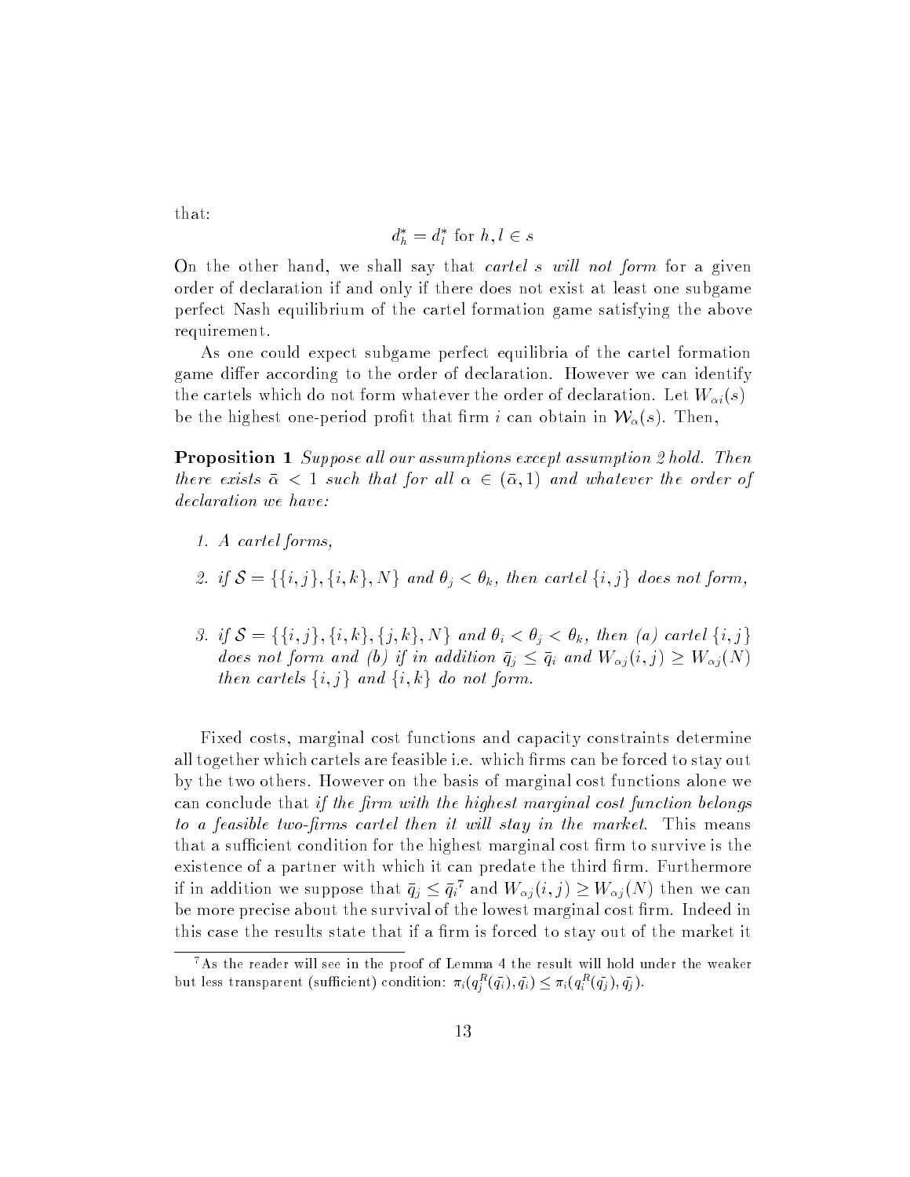that:

$$d_h^* = d_l^* \text{ for } h, l \in s$$

On the other hand, we shall say that *cartel s will not form* for a given order of declaration if and only if there does not exist at least one subgame perfect Nash equilibrium of the cartel formation game satisfying the above requirement.

As one could expect subgame perfect equilibria of the cartel formation game differ according to the order of declaration. However we can identify the cartels which do not form whatever the order of declaration. Let $W_{\alpha i}(s)$ be the highest one-period profit that firm $i$ can obtain in $\mathcal{W}_\alpha(s)$. Then,

**Proposition 1** *Suppose all our assumptions except assumption 2 hold. Then there exists $\bar{\alpha} < 1$ such that for all $\alpha \in (\bar{\alpha}, 1)$ and whatever the order of declaration we have:*

1. *A cartel forms,*
2. *if $\mathcal{S} = \{\{i,j\}, \{i,k\}, N\}$ and $\theta_j < \theta_k$, then cartel $\{i,j\}$ does not form,*
3. *if $\mathcal{S} = \{\{i,j\}, \{i,k\}, \{j,k\}, N\}$ and $\theta_i < \theta_j < \theta_k$, then (a) cartel $\{i,j\}$ does not form and (b) if in addition $\bar{q}_j \leq \bar{q}_i$ and $W_{\alpha j}(i,j) \geq W_{\alpha j}(N)$ then cartels $\{i,j\}$ and $\{i,k\}$ do not form.*

Fixed costs, marginal cost functions and capacity constraints determine all together which cartels are feasible i.e. which firms can be forced to stay out by the two others. However on the basis of marginal cost functions alone we can conclude that *if the firm with the highest marginal cost function belongs to a feasible two-firms cartel then it will stay in the market*. This means that a sufficient condition for the highest marginal cost firm to survive is the existence of a partner with which it can predate the third firm. Furthermore if in addition we suppose that $\bar{q}_j \leq \bar{q}_i$[7] and $W_{\alpha j}(i,j) \geq W_{\alpha j}(N)$ then we can be more precise about the survival of the lowest marginal cost firm. Indeed in this case the results state that if a firm is forced to stay out of the market it

[7] As the reader will see in the proof of Lemma 4 the result will hold under the weaker but less transparent (sufficient) condition: $\pi_i(q_j^R(\bar{q_i}), \bar{q_i}) \leq \pi_i(q_i^R(\bar{q_j}), \bar{q_j})$.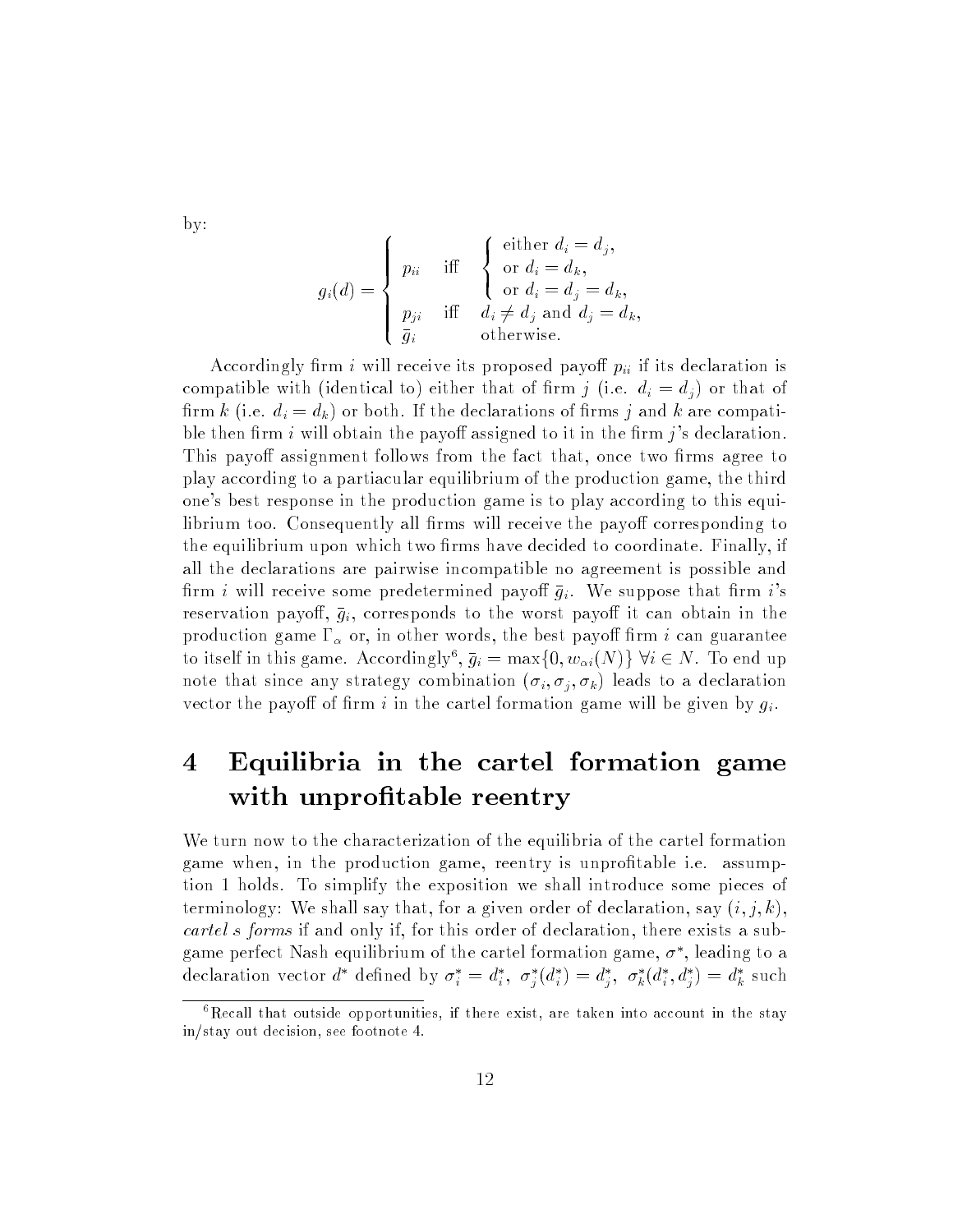by:

$$
g_i(d) = \begin{cases} p_{ii} & \text{iff} \quad \begin{cases} \text{either } d_i = d_j, \\ \text{or } d_i = d_k, \\ \text{or } d_i = d_j = d_k, \end{cases} \\ p_{ji} & \text{iff} \quad d_i \neq d_j \text{ and } d_j = d_k, \\ \bar{g}_i & \quad \text{otherwise.} \end{cases}
$$

Accordingly firm $i$ will receive its proposed payoff $p_{ii}$ if its declaration is compatible with (identical to) either that of firm $j$ (i.e. $d_i = d_j$) or that of firm $k$ (i.e. $d_i = d_k$) or both. If the declarations of firms $j$ and $k$ are compatible then firm $i$ will obtain the payoff assigned to it in the firm $j$'s declaration. This payoff assignment follows from the fact that, once two firms agree to play according to a partiacular equilibrium of the production game, the third one's best response in the production game is to play according to this equilibrium too. Consequently all firms will receive the payoff corresponding to the equilibrium upon which two firms have decided to coordinate. Finally, if all the declarations are pairwise incompatible no agreement is possible and firm $i$ will receive some predetermined payoff $\bar{g}_i$. We suppose that firm $i$'s reservation payoff, $\bar{g}_i$, corresponds to the worst payoff it can obtain in the production game $\Gamma_\alpha$ or, in other words, the best payoff firm $i$ can guarantee to itself in this game. Accordingly[6], $\bar{g}_i = \max\{0, w_{\alpha i}(N)\}$ $\forall i \in N$. To end up note that since any strategy combination $(\sigma_i, \sigma_j, \sigma_k)$ leads to a declaration vector the payoff of firm $i$ in the cartel formation game will be given by $g_i$.

# 4 Equilibria in the cartel formation game with unprofitable reentry

We turn now to the characterization of the equilibria of the cartel formation game when, in the production game, reentry is unprofitable i.e. assumption 1 holds. To simplify the exposition we shall introduce some pieces of terminology: We shall say that, for a given order of declaration, say $(i, j, k)$, *cartel s forms* if and only if, for this order of declaration, there exists a subgame perfect Nash equilibrium of the cartel formation game, $\sigma^*$, leading to a declaration vector $d^*$ defined by $\sigma_i^* = d_i^*$, $\sigma_j^*(d_i^*) = d_j^*$, $\sigma_k^*(d_i^*, d_j^*) = d_k^*$ such

[6] Recall that outside opportunities, if there exist, are taken into account in the stay in/stay out decision, see footnote 4.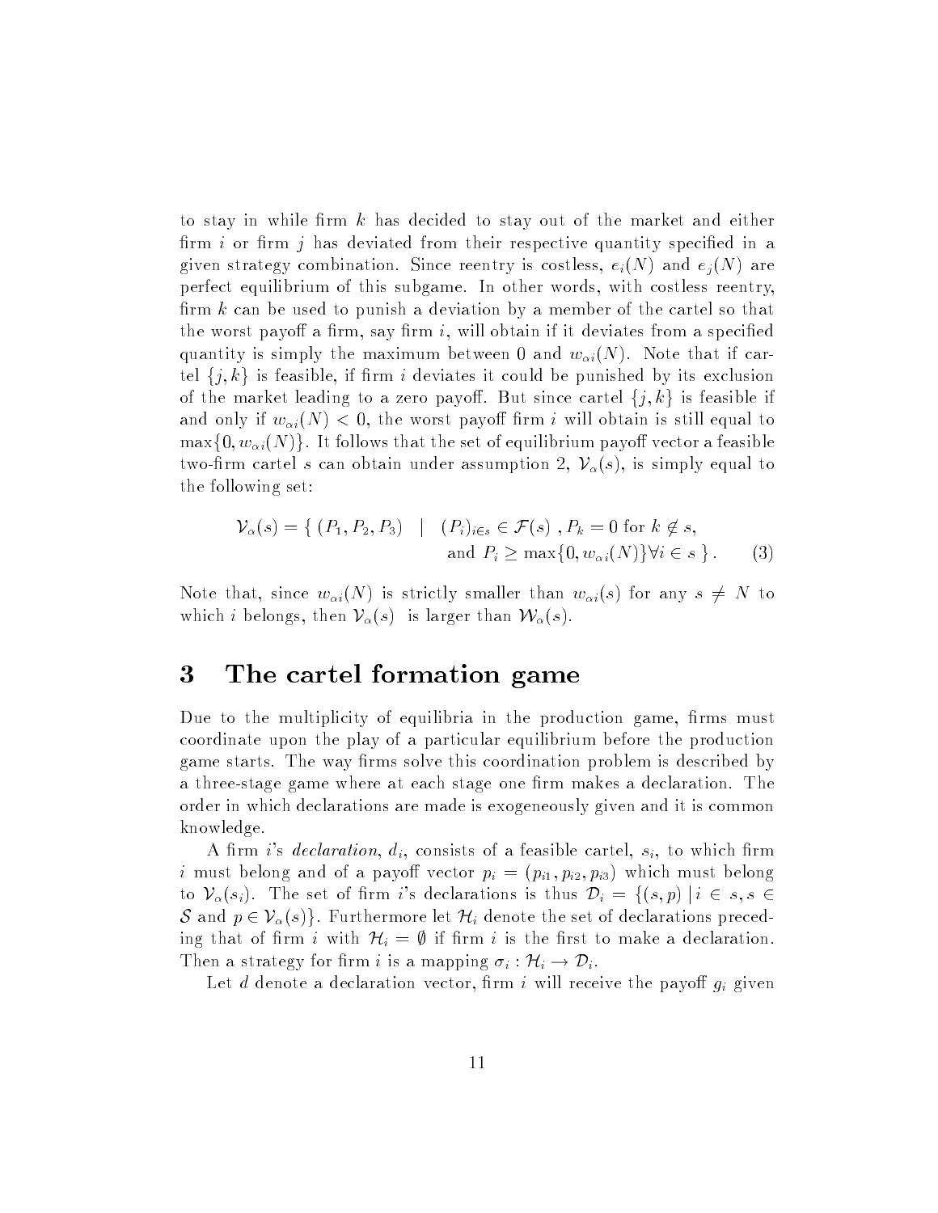to stay in while firm $k$ has decided to stay out of the market and either firm $i$ or firm $j$ has deviated from their respective quantity specified in a given strategy combination. Since reentry is costless, $e_i(N)$ and $e_j(N)$ are perfect equilibrium of this subgame. In other words, with costless reentry, firm $k$ can be used to punish a deviation by a member of the cartel so that the worst payoff a firm, say firm $i$, will obtain if it deviates from a specified quantity is simply the maximum between 0 and $w_{\alpha i}(N)$. Note that if cartel $\{j,k\}$ is feasible, if firm $i$ deviates it could be punished by its exclusion of the market leading to a zero payoff. But since cartel $\{j,k\}$ is feasible if and only if $w_{\alpha i}(N) < 0$, the worst payoff firm $i$ will obtain is still equal to $\max\{0, w_{\alpha i}(N)\}$. It follows that the set of equilibrium payoff vector a feasible two-firm cartel $s$ can obtain under assumption 2, $\mathcal{V}_\alpha(s)$, is simply equal to the following set:

$$\mathcal{V}_\alpha(s) = \{\ (P_1, P_2, P_3) \quad | \quad (P_i)_{i \in s} \in \mathcal{F}(s)\ , P_k = 0 \text{ for } k \notin s, \\ \text{and } P_i \geq \max\{0, w_{\alpha i}(N)\} \forall i \in s\ \}\,. \qquad (3)$$

Note that, since $w_{\alpha i}(N)$ is strictly smaller than $w_{\alpha i}(s)$ for any $s \neq N$ to which $i$ belongs, then $\mathcal{V}_\alpha(s)$ is larger than $\mathcal{W}_\alpha(s)$.

# 3 The cartel formation game

Due to the multiplicity of equilibria in the production game, firms must coordinate upon the play of a particular equilibrium before the production game starts. The way firms solve this coordination problem is described by a three-stage game where at each stage one firm makes a declaration. The order in which declarations are made is exogeneously given and it is common knowledge.

A firm $i$'s *declaration*, $d_i$, consists of a feasible cartel, $s_i$, to which firm $i$ must belong and of a payoff vector $p_i = (p_{i1}, p_{i2}, p_{i3})$ which must belong to $\mathcal{V}_\alpha(s_i)$. The set of firm $i$'s declarations is thus $\mathcal{D}_i = \{(s,p) \,|\, i \in s, s \in \mathcal{S} \text{ and } p \in \mathcal{V}_\alpha(s)\}$. Furthermore let $\mathcal{H}_i$ denote the set of declarations preceding that of firm $i$ with $\mathcal{H}_i = \emptyset$ if firm $i$ is the first to make a declaration. Then a strategy for firm $i$ is a mapping $\sigma_i : \mathcal{H}_i \to \mathcal{D}_i$.

Let $d$ denote a declaration vector, firm $i$ will receive the payoff $g_i$ given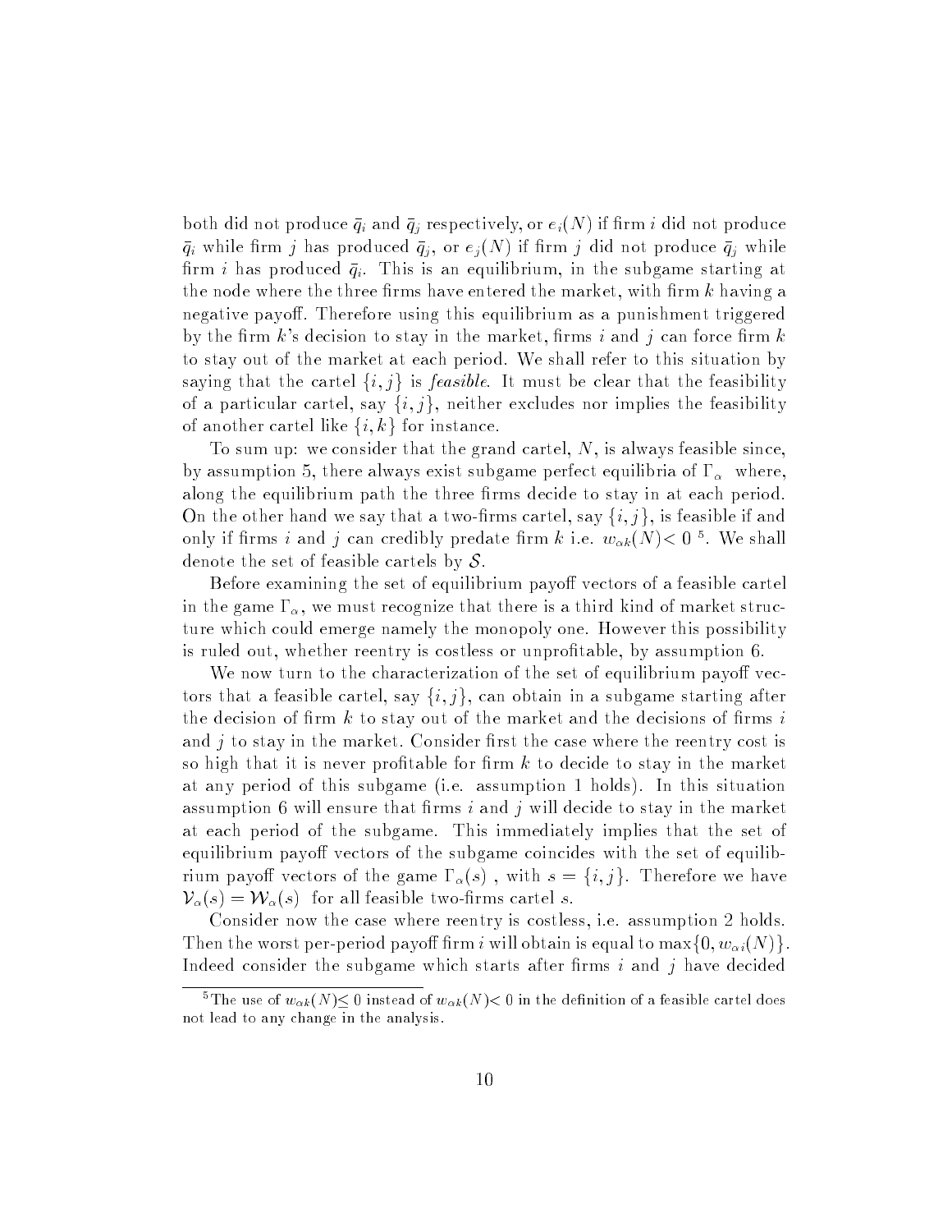both did not produce $\bar{q}_i$ and $\bar{q}_j$ respectively, or $e_i(N)$ if firm $i$ did not produce $\bar{q}_i$ while firm $j$ has produced $\bar{q}_j$, or $e_j(N)$ if firm $j$ did not produce $\bar{q}_j$ while firm $i$ has produced $\bar{q}_i$. This is an equilibrium, in the subgame starting at the node where the three firms have entered the market, with firm $k$ having a negative payoff. Therefore using this equilibrium as a punishment triggered by the firm $k$'s decision to stay in the market, firms $i$ and $j$ can force firm $k$ to stay out of the market at each period. We shall refer to this situation by saying that the cartel $\{i, j\}$ is *feasible*. It must be clear that the feasibility of a particular cartel, say $\{i, j\}$, neither excludes nor implies the feasibility of another cartel like $\{i, k\}$ for instance.

To sum up: we consider that the grand cartel, $N$, is always feasible since, by assumption 5, there always exist subgame perfect equilibria of $\Gamma_\alpha$ where, along the equilibrium path the three firms decide to stay in at each period. On the other hand we say that a two-firms cartel, say $\{i, j\}$, is feasible if and only if firms $i$ and $j$ can credibly predate firm $k$ i.e. $w_{\alpha k}(N) < 0$ [5]. We shall denote the set of feasible cartels by $\mathcal{S}$.

Before examining the set of equilibrium payoff vectors of a feasible cartel in the game $\Gamma_\alpha$, we must recognize that there is a third kind of market structure which could emerge namely the monopoly one. However this possibility is ruled out, whether reentry is costless or unprofitable, by assumption 6.

We now turn to the characterization of the set of equilibrium payoff vectors that a feasible cartel, say $\{i, j\}$, can obtain in a subgame starting after the decision of firm $k$ to stay out of the market and the decisions of firms $i$ and $j$ to stay in the market. Consider first the case where the reentry cost is so high that it is never profitable for firm $k$ to decide to stay in the market at any period of this subgame (i.e. assumption 1 holds). In this situation assumption 6 will ensure that firms $i$ and $j$ will decide to stay in the market at each period of the subgame. This immediately implies that the set of equilibrium payoff vectors of the subgame coincides with the set of equilibrium payoff vectors of the game $\Gamma_\alpha(s)$, with $s = \{i, j\}$. Therefore we have $\mathcal{V}_\alpha(s) = \mathcal{W}_\alpha(s)$ for all feasible two-firms cartel $s$.

Consider now the case where reentry is costless, i.e. assumption 2 holds. Then the worst per-period payoff firm $i$ will obtain is equal to $\max\{0, w_{\alpha i}(N)\}$. Indeed consider the subgame which starts after firms $i$ and $j$ have decided

[5] The use of $w_{\alpha k}(N) \leq 0$ instead of $w_{\alpha k}(N) < 0$ in the definition of a feasible cartel does not lead to any change in the analysis.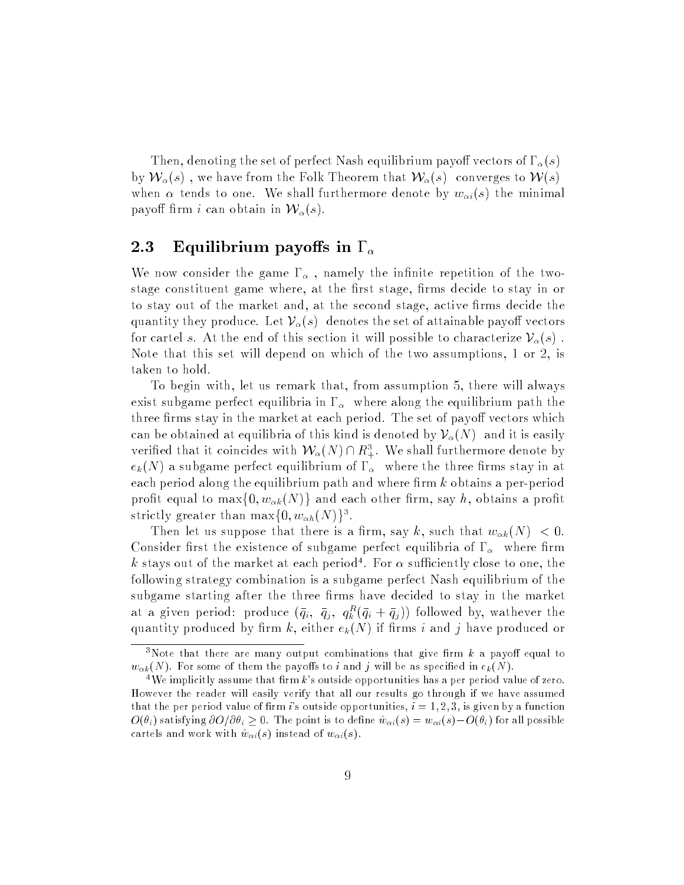Then, denoting the set of perfect Nash equilibrium payoff vectors of $\Gamma_\alpha(s)$ by $\mathcal{W}_\alpha(s)$ , we have from the Folk Theorem that $\mathcal{W}_\alpha(s)$ converges to $\mathcal{W}(s)$ when $\alpha$ tends to one. We shall furthermore denote by $w_{\alpha i}(s)$ the minimal payoff firm $i$ can obtain in $\mathcal{W}_\alpha(s)$.

## 2.3 Equilibrium payoffs in $\Gamma_\alpha$

We now consider the game $\Gamma_\alpha$ , namely the infinite repetition of the two-stage constituent game where, at the first stage, firms decide to stay in or to stay out of the market and, at the second stage, active firms decide the quantity they produce. Let $\mathcal{V}_\alpha(s)$ denotes the set of attainable payoff vectors for cartel $s$. At the end of this section it will possible to characterize $\mathcal{V}_\alpha(s)$ . Note that this set will depend on which of the two assumptions, 1 or 2, is taken to hold.

To begin with, let us remark that, from assumption 5, there will always exist subgame perfect equilibria in $\Gamma_\alpha$ where along the equilibrium path the three firms stay in the market at each period. The set of payoff vectors which can be obtained at equilibria of this kind is denoted by $\mathcal{V}_\alpha(N)$ and it is easily verified that it coincides with $\mathcal{W}_\alpha(N) \cap R^3_+$. We shall furthermore denote by $e_k(N)$ a subgame perfect equilibrium of $\Gamma_\alpha$ where the three firms stay in at each period along the equilibrium path and where firm $k$ obtains a per-period profit equal to $\max\{0, w_{\alpha k}(N)\}$ and each other firm, say $h$, obtains a profit strictly greater than $\max\{0, w_{\alpha h}(N)\}$[3].

Then let us suppose that there is a firm, say $k$, such that $w_{\alpha k}(N) < 0$. Consider first the existence of subgame perfect equilibria of $\Gamma_\alpha$ where firm $k$ stays out of the market at each period[4]. For $\alpha$ sufficiently close to one, the following strategy combination is a subgame perfect Nash equilibrium of the subgame starting after the three firms have decided to stay in the market at a given period: produce $(\bar{q}_i,\ \bar{q}_j,\ q^R_k(\bar{q}_i + \bar{q}_j))$ followed by, wathever the quantity produced by firm $k$, either $e_k(N)$ if firms $i$ and $j$ have produced or

---

[3] Note that there are many output combinations that give firm $k$ a payoff equal to $w_{\alpha k}(N)$. For some of them the payoffs to $i$ and $j$ will be as specified in $e_k(N)$.

[4] We implicitly assume that firm $k$'s outside opportunities has a per period value of zero. However the reader will easily verify that all our results go through if we have assumed that the per period value of firm $i$'s outside opportunities, $i = 1, 2, 3$, is given by a function $O(\theta_i)$ satisfying $\partial O / \partial \theta_i \geq 0$. The point is to define $\hat{w}_{\alpha i}(s) = w_{\alpha i}(s) - O(\theta_i)$ for all possible cartels and work with $\hat{w}_{\alpha i}(s)$ instead of $w_{\alpha i}(s)$.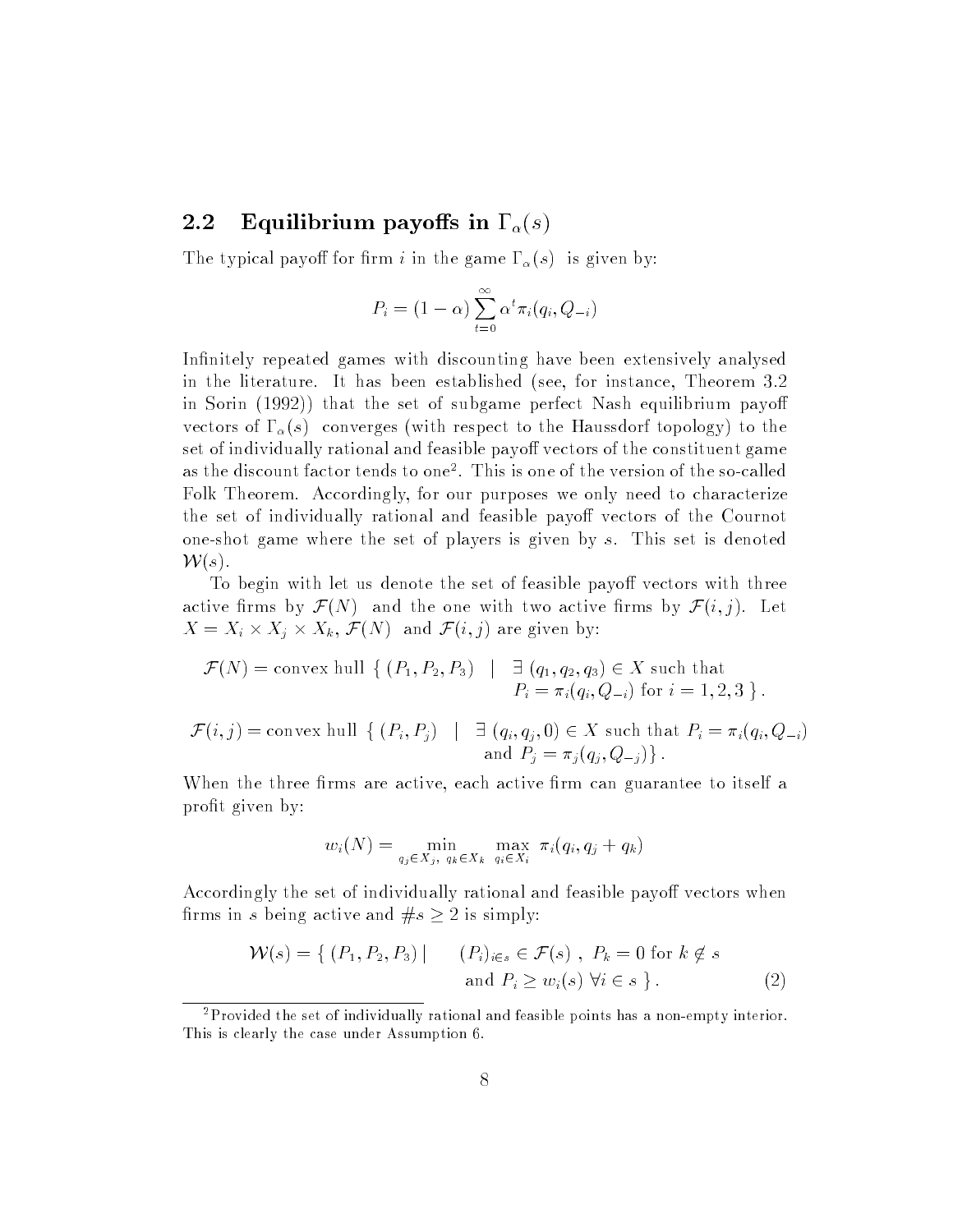## 2.2 Equilibrium payoffs in $\Gamma_\alpha(s)$

The typical payoff for firm $i$ in the game $\Gamma_\alpha(s)$ is given by:

$$P_i = (1-\alpha)\sum_{t=0}^{\infty} \alpha^t \pi_i(q_i, Q_{-i})$$

Infinitely repeated games with discounting have been extensively analysed in the literature. It has been established (see, for instance, Theorem 3.2 in Sorin (1992)) that the set of subgame perfect Nash equilibrium payoff vectors of $\Gamma_\alpha(s)$ converges (with respect to the Haussdorf topology) to the set of individually rational and feasible payoff vectors of the constituent game as the discount factor tends to one[2]. This is one of the version of the so-called Folk Theorem. Accordingly, for our purposes we only need to characterize the set of individually rational and feasible payoff vectors of the Cournot one-shot game where the set of players is given by $s$. This set is denoted $\mathcal{W}(s)$.

To begin with let us denote the set of feasible payoff vectors with three active firms by $\mathcal{F}(N)$ and the one with two active firms by $\mathcal{F}(i,j)$. Let $X = X_i \times X_j \times X_k$, $\mathcal{F}(N)$ and $\mathcal{F}(i,j)$ are given by:

$$\mathcal{F}(N) = \text{convex hull } \{ (P_1, P_2, P_3) \;\; | \;\; \exists\, (q_1, q_2, q_3) \in X \text{ such that } P_i = \pi_i(q_i, Q_{-i}) \text{ for } i = 1,2,3 \}.$$

$$\mathcal{F}(i,j) = \text{convex hull } \{ (P_i, P_j) \;\; | \;\; \exists\, (q_i, q_j, 0) \in X \text{ such that } P_i = \pi_i(q_i, Q_{-i}) \text{ and } P_j = \pi_j(q_j, Q_{-j}) \}.$$

When the three firms are active, each active firm can guarantee to itself a profit given by:

$$w_i(N) = \min_{q_j \in X_j,\; q_k \in X_k} \; \max_{q_i \in X_i} \; \pi_i(q_i, q_j + q_k)$$

Accordingly the set of individually rational and feasible payoff vectors when firms in $s$ being active and $\#s \geq 2$ is simply:

$$\mathcal{W}(s) = \{ (P_1, P_2, P_3) \,| \quad (P_i)_{i\in s} \in \mathcal{F}(s)\,,\; P_k = 0 \text{ for } k \notin s \text{ and } P_i \geq w_i(s)\; \forall i \in s \,\}. \tag{2}$$

---

[2] Provided the set of individually rational and feasible points has a non-empty interior. This is clearly the case under Assumption 6.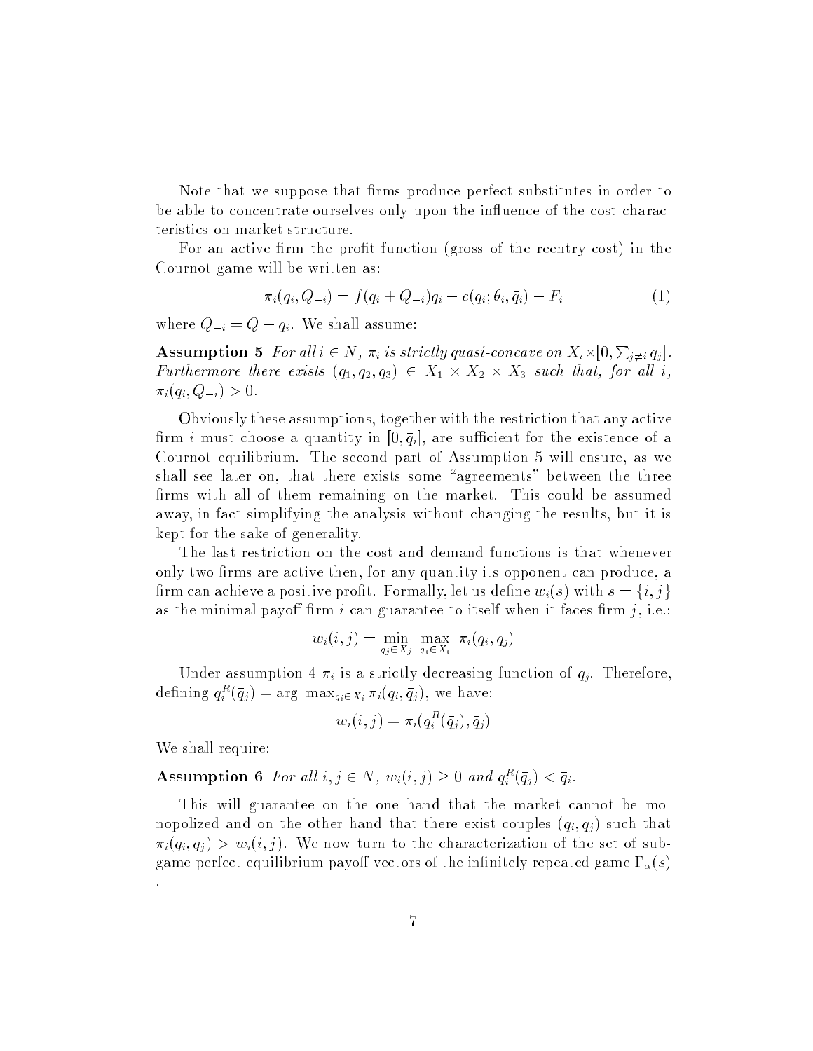Note that we suppose that firms produce perfect substitutes in order to be able to concentrate ourselves only upon the influence of the cost characteristics on market structure.

For an active firm the profit function (gross of the reentry cost) in the Cournot game will be written as:

$$\pi_i(q_i, Q_{-i}) = f(q_i + Q_{-i})q_i - c(q_i; \theta_i, \bar{q}_i) - F_i \tag{1}$$

where $Q_{-i} = Q - q_i$. We shall assume:

**Assumption 5** *For all $i \in N$, $\pi_i$ is strictly quasi-concave on $X_i \times [0, \sum_{j \neq i} \bar{q}_j]$. Furthermore there exists $(q_1, q_2, q_3) \in X_1 \times X_2 \times X_3$ such that, for all $i$, $\pi_i(q_i, Q_{-i}) > 0$.*

Obviously these assumptions, together with the restriction that any active firm $i$ must choose a quantity in $[0, \bar{q}_i]$, are sufficient for the existence of a Cournot equilibrium. The second part of Assumption 5 will ensure, as we shall see later on, that there exists some "agreements" between the three firms with all of them remaining on the market. This could be assumed away, in fact simplifying the analysis without changing the results, but it is kept for the sake of generality.

The last restriction on the cost and demand functions is that whenever only two firms are active then, for any quantity its opponent can produce, a firm can achieve a positive profit. Formally, let us define $w_i(s)$ with $s = \{i, j\}$ as the minimal payoff firm $i$ can guarantee to itself when it faces firm $j$, i.e.:

$$w_i(i, j) = \min_{q_j \in X_j} \max_{q_i \in X_i} \pi_i(q_i, q_j)$$

Under assumption 4 $\pi_i$ is a strictly decreasing function of $q_j$. Therefore, defining $q_i^R(\bar{q}_j) = \arg\max_{q_i \in X_i} \pi_i(q_i, \bar{q}_j)$, we have:

$$w_i(i, j) = \pi_i(q_i^R(\bar{q}_j), \bar{q}_j)$$

We shall require:

**Assumption 6** *For all $i, j \in N$, $w_i(i, j) \geq 0$ and $q_i^R(\bar{q}_j) < \bar{q}_i$.*

This will guarantee on the one hand that the market cannot be monopolized and on the other hand that there exist couples $(q_i, q_j)$ such that $\pi_i(q_i, q_j) > w_i(i, j)$. We now turn to the characterization of the set of subgame perfect equilibrium payoff vectors of the infinitely repeated game $\Gamma_\alpha(s)$.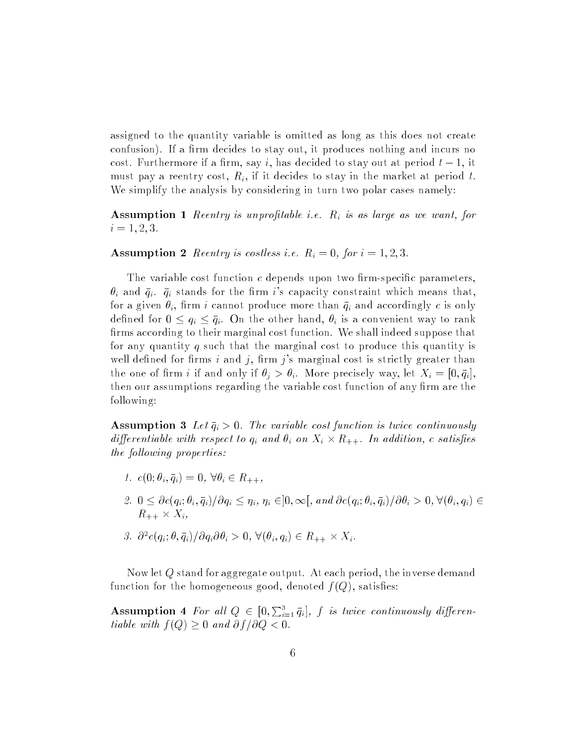assigned to the quantity variable is omitted as long as this does not create confusion). If a firm decides to stay out, it produces nothing and incurs no cost. Furthermore if a firm, say $i$, has decided to stay out at period $t-1$, it must pay a reentry cost, $R_i$, if it decides to stay in the market at period $t$. We simplify the analysis by considering in turn two polar cases namely:

**Assumption 1** *Reentry is unprofitable i.e.* $R_i$ *is as large as we want, for* $i = 1, 2, 3$.

**Assumption 2** *Reentry is costless i.e.* $R_i = 0$, *for* $i = 1, 2, 3$.

The variable cost function $c$ depends upon two firm-specific parameters, $\theta_i$ and $\bar{q}_i$. $\bar{q}_i$ stands for the firm $i$'s capacity constraint which means that, for a given $\theta_i$, firm $i$ cannot produce more than $\bar{q}_i$ and accordingly $c$ is only defined for $0 \leq q_i \leq \bar{q}_i$. On the other hand, $\theta_i$ is a convenient way to rank firms according to their marginal cost function. We shall indeed suppose that for any quantity $q$ such that the marginal cost to produce this quantity is well defined for firms $i$ and $j$, firm $j$'s marginal cost is strictly greater than the one of firm $i$ if and only if $\theta_j > \theta_i$. More precisely way, let $X_i = [0, \bar{q}_i]$, then our assumptions regarding the variable cost function of any firm are the following:

**Assumption 3** *Let* $\bar{q}_i > 0$. *The variable cost function is twice continuously differentiable with respect to* $q_i$ *and* $\theta_i$ *on* $X_i \times R_{++}$. *In addition,* $c$ *satisfies the following properties:*

1. $c(0; \theta_i, \bar{q}_i) = 0$, $\forall \theta_i \in R_{++}$,
2. $0 \leq \partial c(q_i; \theta_i, \bar{q}_i)/\partial q_i \leq \eta_i$, $\eta_i \in ]0, \infty[$, *and* $\partial c(q_i; \theta_i, \bar{q}_i)/\partial \theta_i > 0$, $\forall (\theta_i, q_i) \in R_{++} \times X_i$,
3. $\partial^2 c(q_i; \theta, \bar{q}_i)/\partial q_i \partial \theta_i > 0$, $\forall (\theta_i, q_i) \in R_{++} \times X_i$.

Now let $Q$ stand for aggregate output. At each period, the inverse demand function for the homogeneous good, denoted $f(Q)$, satisfies:

**Assumption 4** *For all* $Q \in [0, \sum_{i=1}^{3} \bar{q}_i]$, $f$ *is twice continuously differentiable with* $f(Q) \geq 0$ *and* $\partial f/\partial Q < 0$.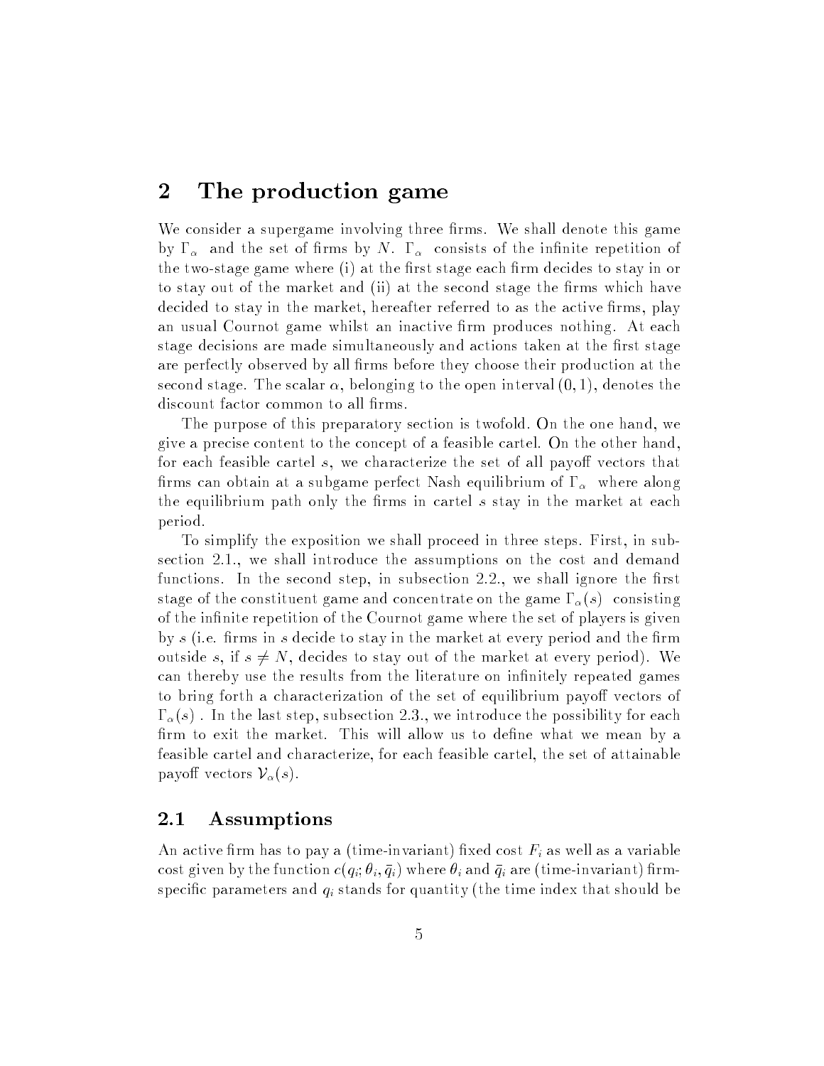# 2 The production game

We consider a supergame involving three firms. We shall denote this game by $\Gamma_\alpha$ and the set of firms by $N$. $\Gamma_\alpha$ consists of the infinite repetition of the two-stage game where (i) at the first stage each firm decides to stay in or to stay out of the market and (ii) at the second stage the firms which have decided to stay in the market, hereafter referred to as the active firms, play an usual Cournot game whilst an inactive firm produces nothing. At each stage decisions are made simultaneously and actions taken at the first stage are perfectly observed by all firms before they choose their production at the second stage. The scalar $\alpha$, belonging to the open interval $(0, 1)$, denotes the discount factor common to all firms.

The purpose of this preparatory section is twofold. On the one hand, we give a precise content to the concept of a feasible cartel. On the other hand, for each feasible cartel $s$, we characterize the set of all payoff vectors that firms can obtain at a subgame perfect Nash equilibrium of $\Gamma_\alpha$ where along the equilibrium path only the firms in cartel $s$ stay in the market at each period.

To simplify the exposition we shall proceed in three steps. First, in subsection 2.1., we shall introduce the assumptions on the cost and demand functions. In the second step, in subsection 2.2., we shall ignore the first stage of the constituent game and concentrate on the game $\Gamma_\alpha(s)$ consisting of the infinite repetition of the Cournot game where the set of players is given by $s$ (i.e. firms in $s$ decide to stay in the market at every period and the firm outside $s$, if $s \neq N$, decides to stay out of the market at every period). We can thereby use the results from the literature on infinitely repeated games to bring forth a characterization of the set of equilibrium payoff vectors of $\Gamma_\alpha(s)$ . In the last step, subsection 2.3., we introduce the possibility for each firm to exit the market. This will allow us to define what we mean by a feasible cartel and characterize, for each feasible cartel, the set of attainable payoff vectors $\mathcal{V}_\alpha(s)$.

## 2.1 Assumptions

An active firm has to pay a (time-invariant) fixed cost $F_i$ as well as a variable cost given by the function $c(q_i; \theta_i, \bar{q}_i)$ where $\theta_i$ and $\bar{q}_i$ are (time-invariant) firm-specific parameters and $q_i$ stands for quantity (the time index that should be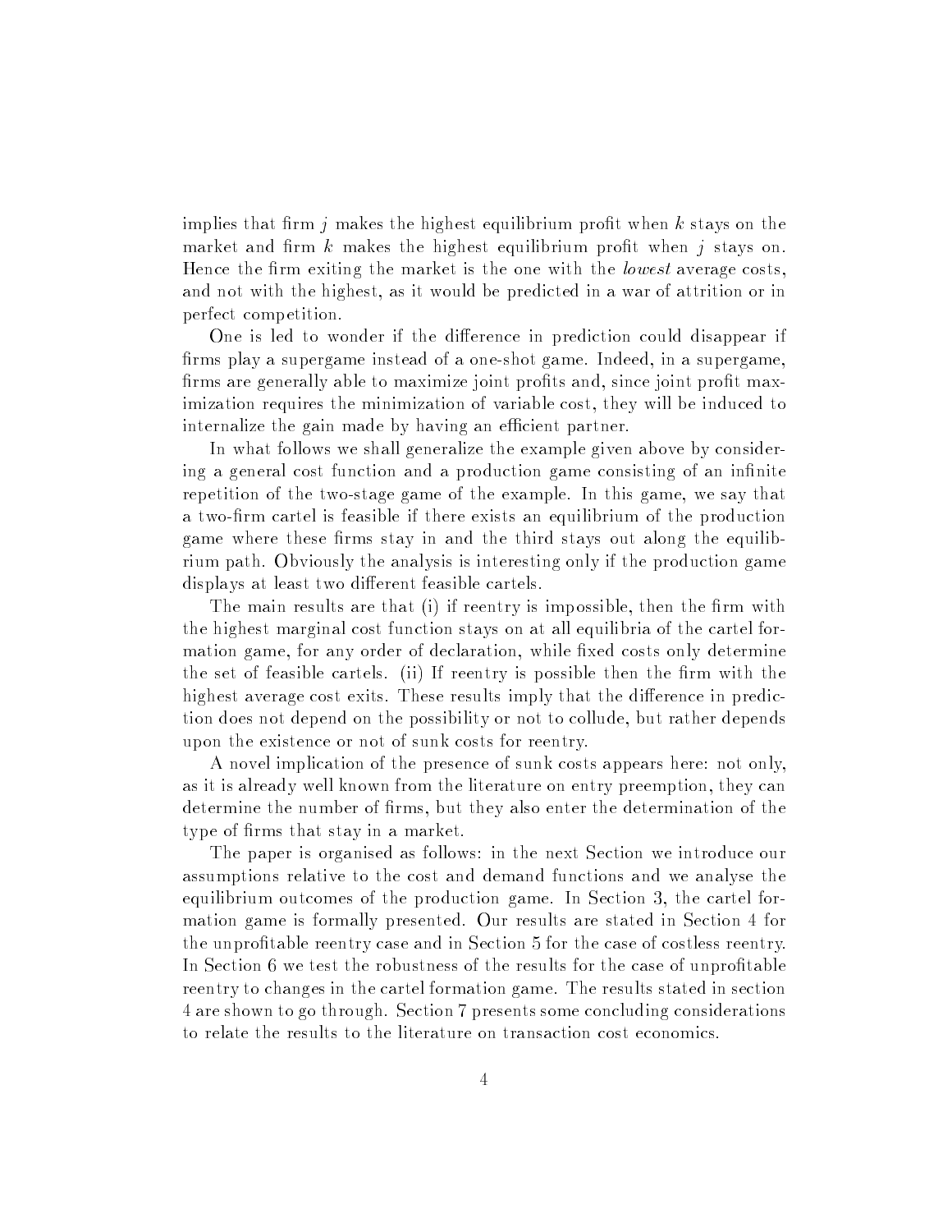implies that firm $j$ makes the highest equilibrium profit when $k$ stays on the market and firm $k$ makes the highest equilibrium profit when $j$ stays on. Hence the firm exiting the market is the one with the *lowest* average costs, and not with the highest, as it would be predicted in a war of attrition or in perfect competition.

One is led to wonder if the difference in prediction could disappear if firms play a supergame instead of a one-shot game. Indeed, in a supergame, firms are generally able to maximize joint profits and, since joint profit maximization requires the minimization of variable cost, they will be induced to internalize the gain made by having an efficient partner.

In what follows we shall generalize the example given above by considering a general cost function and a production game consisting of an infinite repetition of the two-stage game of the example. In this game, we say that a two-firm cartel is feasible if there exists an equilibrium of the production game where these firms stay in and the third stays out along the equilibrium path. Obviously the analysis is interesting only if the production game displays at least two different feasible cartels.

The main results are that (i) if reentry is impossible, then the firm with the highest marginal cost function stays on at all equilibria of the cartel formation game, for any order of declaration, while fixed costs only determine the set of feasible cartels. (ii) If reentry is possible then the firm with the highest average cost exits. These results imply that the difference in prediction does not depend on the possibility or not to collude, but rather depends upon the existence or not of sunk costs for reentry.

A novel implication of the presence of sunk costs appears here: not only, as it is already well known from the literature on entry preemption, they can determine the number of firms, but they also enter the determination of the type of firms that stay in a market.

The paper is organised as follows: in the next Section we introduce our assumptions relative to the cost and demand functions and we analyse the equilibrium outcomes of the production game. In Section 3, the cartel formation game is formally presented. Our results are stated in Section 4 for the unprofitable reentry case and in Section 5 for the case of costless reentry. In Section 6 we test the robustness of the results for the case of unprofitable reentry to changes in the cartel formation game. The results stated in section 4 are shown to go through. Section 7 presents some concluding considerations to relate the results to the literature on transaction cost economics.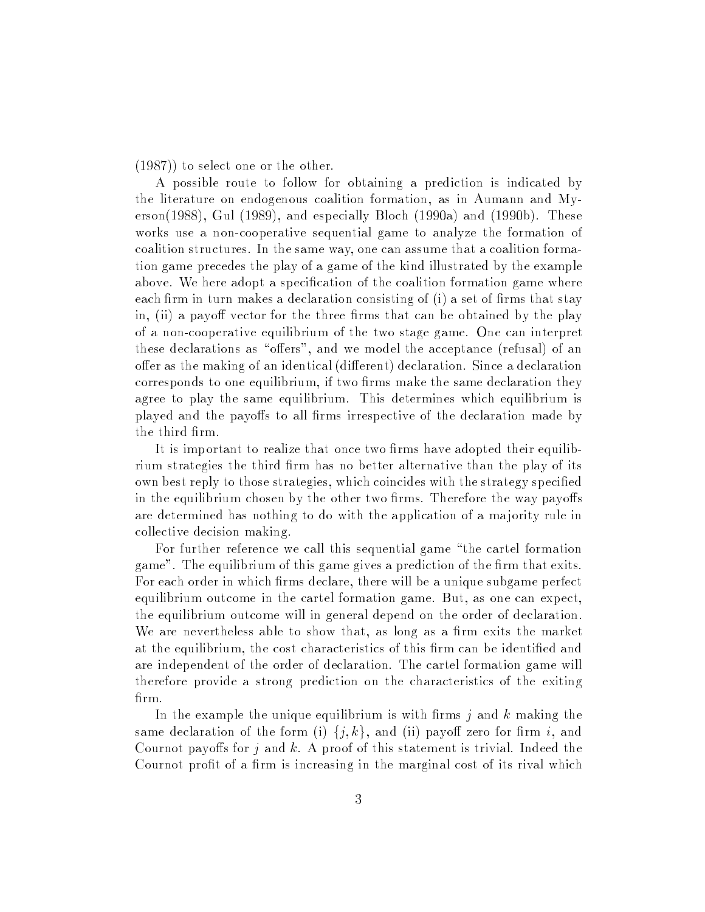(1987)) to select one or the other.

A possible route to follow for obtaining a prediction is indicated by the literature on endogenous coalition formation, as in Aumann and Myerson(1988), Gul (1989), and especially Bloch (1990a) and (1990b). These works use a non-cooperative sequential game to analyze the formation of coalition structures. In the same way, one can assume that a coalition formation game precedes the play of a game of the kind illustrated by the example above. We here adopt a specification of the coalition formation game where each firm in turn makes a declaration consisting of (i) a set of firms that stay in, (ii) a payoff vector for the three firms that can be obtained by the play of a non-cooperative equilibrium of the two stage game. One can interpret these declarations as "offers", and we model the acceptance (refusal) of an offer as the making of an identical (different) declaration. Since a declaration corresponds to one equilibrium, if two firms make the same declaration they agree to play the same equilibrium. This determines which equilibrium is played and the payoffs to all firms irrespective of the declaration made by the third firm.

It is important to realize that once two firms have adopted their equilibrium strategies the third firm has no better alternative than the play of its own best reply to those strategies, which coincides with the strategy specified in the equilibrium chosen by the other two firms. Therefore the way payoffs are determined has nothing to do with the application of a majority rule in collective decision making.

For further reference we call this sequential game "the cartel formation game". The equilibrium of this game gives a prediction of the firm that exits. For each order in which firms declare, there will be a unique subgame perfect equilibrium outcome in the cartel formation game. But, as one can expect, the equilibrium outcome will in general depend on the order of declaration. We are nevertheless able to show that, as long as a firm exits the market at the equilibrium, the cost characteristics of this firm can be identified and are independent of the order of declaration. The cartel formation game will therefore provide a strong prediction on the characteristics of the exiting firm.

In the example the unique equilibrium is with firms $j$ and $k$ making the same declaration of the form (i) $\{j, k\}$, and (ii) payoff zero for firm $i$, and Cournot payoffs for $j$ and $k$. A proof of this statement is trivial. Indeed the Cournot profit of a firm is increasing in the marginal cost of its rival which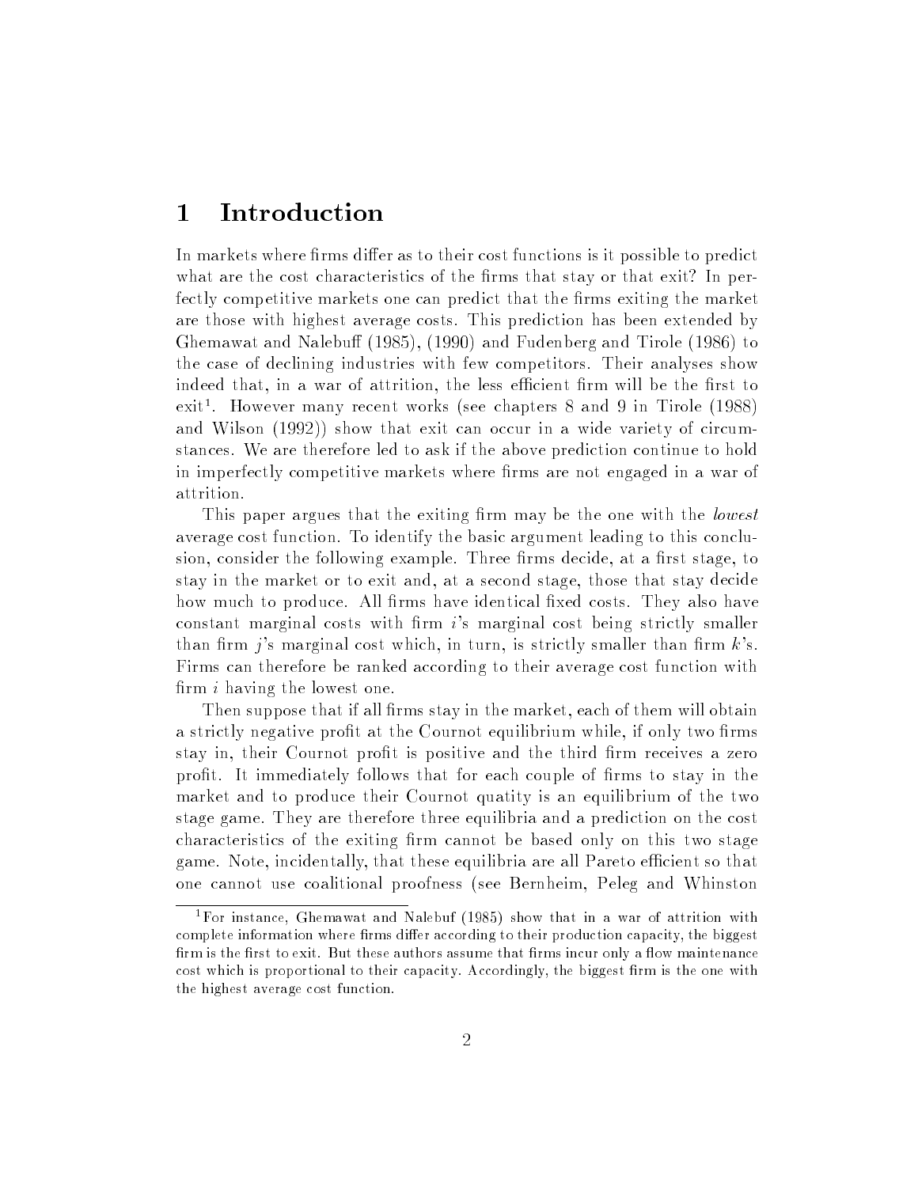# 1 Introduction

In markets where firms differ as to their cost functions is it possible to predict what are the cost characteristics of the firms that stay or that exit? In perfectly competitive markets one can predict that the firms exiting the market are those with highest average costs. This prediction has been extended by Ghemawat and Nalebuff (1985), (1990) and Fudenberg and Tirole (1986) to the case of declining industries with few competitors. Their analyses show indeed that, in a war of attrition, the less efficient firm will be the first to exit[1]. However many recent works (see chapters 8 and 9 in Tirole (1988) and Wilson (1992)) show that exit can occur in a wide variety of circumstances. We are therefore led to ask if the above prediction continue to hold in imperfectly competitive markets where firms are not engaged in a war of attrition.

This paper argues that the exiting firm may be the one with the *lowest* average cost function. To identify the basic argument leading to this conclusion, consider the following example. Three firms decide, at a first stage, to stay in the market or to exit and, at a second stage, those that stay decide how much to produce. All firms have identical fixed costs. They also have constant marginal costs with firm $i$'s marginal cost being strictly smaller than firm $j$'s marginal cost which, in turn, is strictly smaller than firm $k$'s. Firms can therefore be ranked according to their average cost function with firm $i$ having the lowest one.

Then suppose that if all firms stay in the market, each of them will obtain a strictly negative profit at the Cournot equilibrium while, if only two firms stay in, their Cournot profit is positive and the third firm receives a zero profit. It immediately follows that for each couple of firms to stay in the market and to produce their Cournot quatity is an equilibrium of the two stage game. They are therefore three equilibria and a prediction on the cost characteristics of the exiting firm cannot be based only on this two stage game. Note, incidentally, that these equilibria are all Pareto efficient so that one cannot use coalitional proofness (see Bernheim, Peleg and Whinston

[1] For instance, Ghemawat and Nalebuf (1985) show that in a war of attrition with complete information where firms differ according to their production capacity, the biggest firm is the first to exit. But these authors assume that firms incur only a flow maintenance cost which is proportional to their capacity. Accordingly, the biggest firm is the one with the highest average cost function.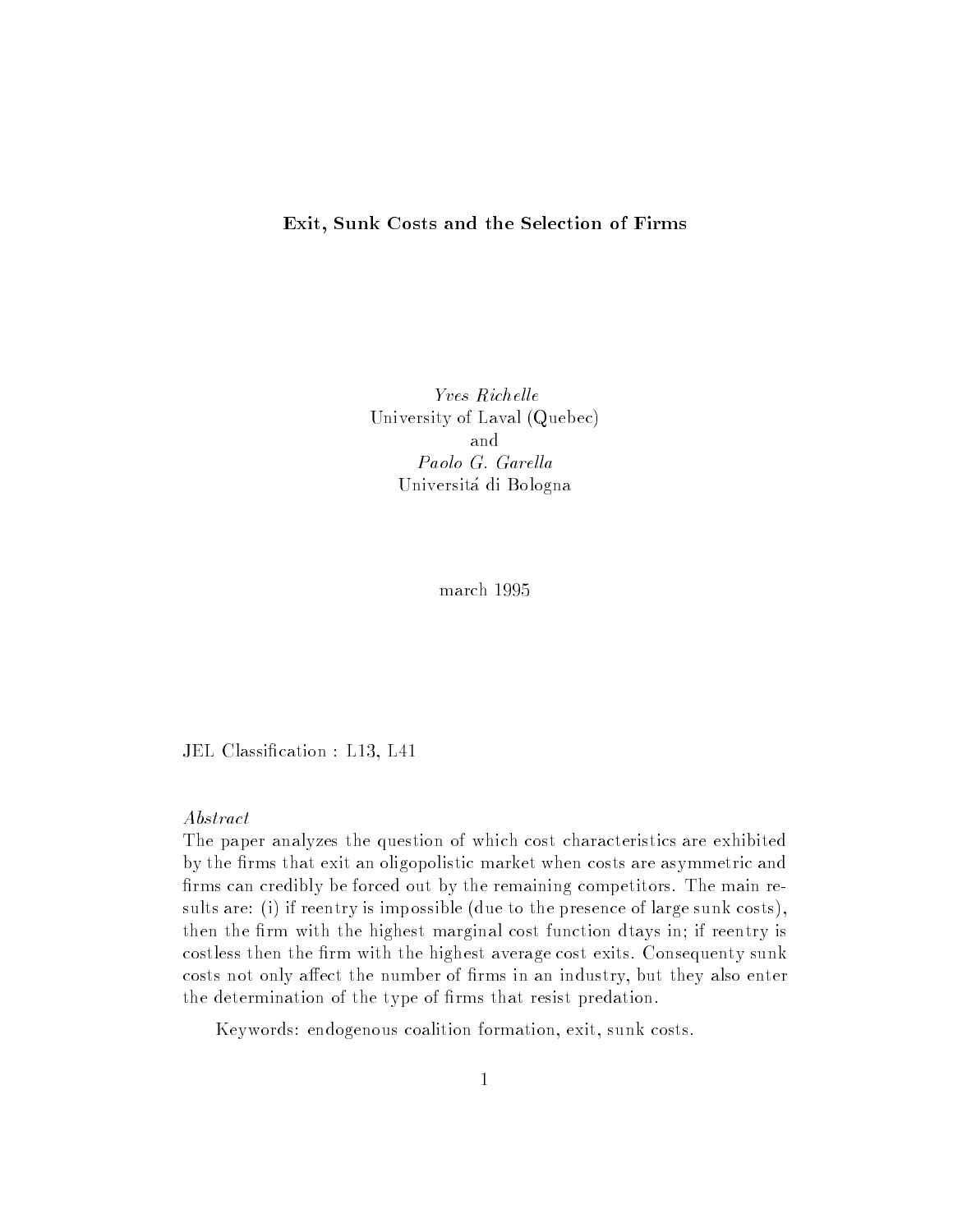**Exit, Sunk Costs and the Selection of Firms**

*Yves Richelle*
University of Laval (Quebec)
and
*Paolo G. Garella*
Universitá di Bologna

march 1995

JEL Classification : L13, L41

*Abstract*
The paper analyzes the question of which cost characteristics are exhibited by the firms that exit an oligopolistic market when costs are asymmetric and firms can credibly be forced out by the remaining competitors. The main results are: (i) if reentry is impossible (due to the presence of large sunk costs), then the firm with the highest marginal cost function dtays in; if reentry is costless then the firm with the highest average cost exits. Consequenty sunk costs not only affect the number of firms in an industry, but they also enter the determination of the type of firms that resist predation.

Keywords: endogenous coalition formation, exit, sunk costs.